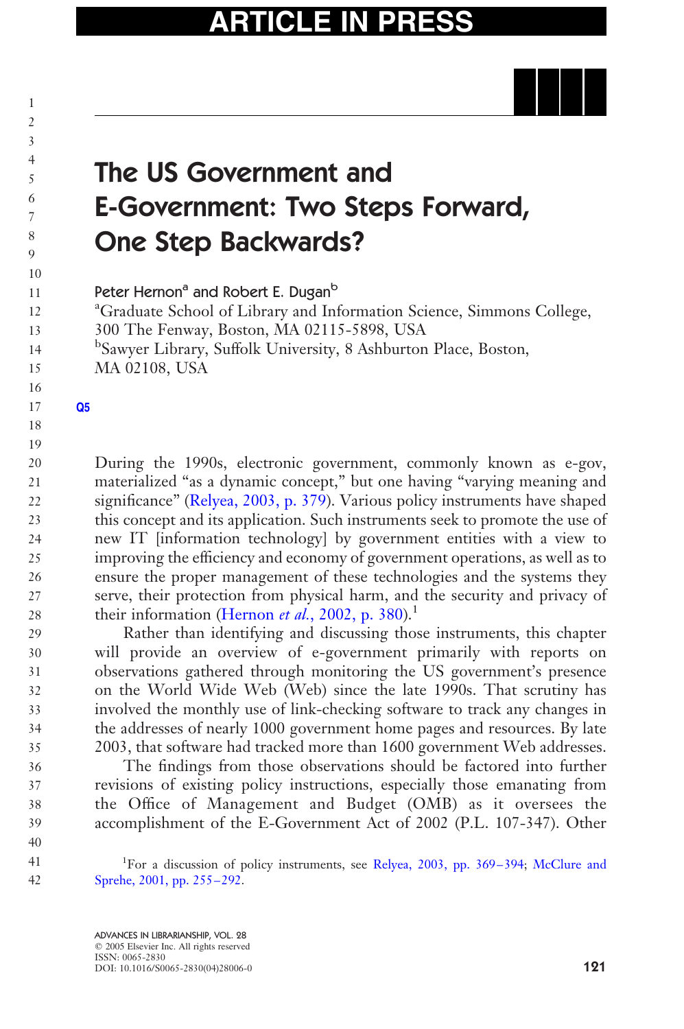# The US Government and E-Government: Two Steps Forward, One Step Backwards?

Peter Hernon[a] and Robert E. Dugan[b]

[a]Graduate School of Library and Information Science, Simmons College, 300 The Fenway, Boston, MA 02115-5898, USA

[b]Sawyer Library, Suffolk University, 8 Ashburton Place, Boston, MA 02108, USA

During the 1990s, electronic government, commonly known as e-gov, materialized "as a dynamic concept," but one having "varying meaning and significance" (Relyea, 2003, p. 379). Various policy instruments have shaped this concept and its application. Such instruments seek to promote the use of new IT [information technology] by government entities with a view to improving the efficiency and economy of government operations, as well as to ensure the proper management of these technologies and the systems they serve, their protection from physical harm, and the security and privacy of their information (Hernon *et al.*, 2002, p. 380).[1]

Rather than identifying and discussing those instruments, this chapter will provide an overview of e-government primarily with reports on observations gathered through monitoring the US government's presence on the World Wide Web (Web) since the late 1990s. That scrutiny has involved the monthly use of link-checking software to track any changes in the addresses of nearly 1000 government home pages and resources. By late 2003, that software had tracked more than 1600 government Web addresses.

The findings from those observations should be factored into further revisions of existing policy instructions, especially those emanating from the Office of Management and Budget (OMB) as it oversees the accomplishment of the E-Government Act of 2002 (P.L. 107-347). Other

[1]For a discussion of policy instruments, see Relyea, 2003, pp. 369–394; McClure and Sprehe, 2001, pp. 255–292.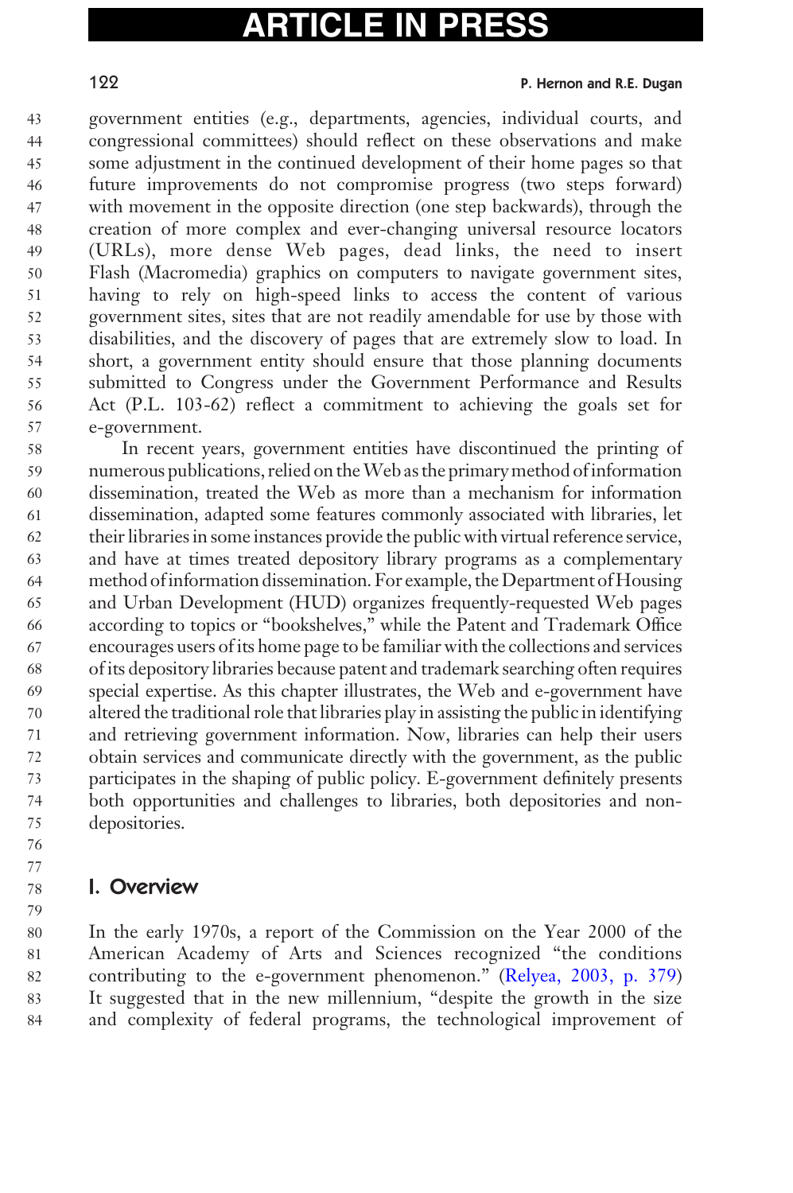government entities (e.g., departments, agencies, individual courts, and congressional committees) should reflect on these observations and make some adjustment in the continued development of their home pages so that future improvements do not compromise progress (two steps forward) with movement in the opposite direction (one step backwards), through the creation of more complex and ever-changing universal resource locators (URLs), more dense Web pages, dead links, the need to insert Flash (Macromedia) graphics on computers to navigate government sites, having to rely on high-speed links to access the content of various government sites, sites that are not readily amendable for use by those with disabilities, and the discovery of pages that are extremely slow to load. In short, a government entity should ensure that those planning documents submitted to Congress under the Government Performance and Results Act (P.L. 103-62) reflect a commitment to achieving the goals set for e-government.

In recent years, government entities have discontinued the printing of numerous publications, relied on the Web as the primary method of information dissemination, treated the Web as more than a mechanism for information dissemination, adapted some features commonly associated with libraries, let their libraries in some instances provide the public with virtual reference service, and have at times treated depository library programs as a complementary method of information dissemination. For example, the Department of Housing and Urban Development (HUD) organizes frequently-requested Web pages according to topics or "bookshelves," while the Patent and Trademark Office encourages users of its home page to be familiar with the collections and services of its depository libraries because patent and trademark searching often requires special expertise. As this chapter illustrates, the Web and e-government have altered the traditional role that libraries play in assisting the public in identifying and retrieving government information. Now, libraries can help their users obtain services and communicate directly with the government, as the public participates in the shaping of public policy. E-government definitely presents both opportunities and challenges to libraries, both depositories and non-depositories.

## I. Overview

In the early 1970s, a report of the Commission on the Year 2000 of the American Academy of Arts and Sciences recognized "the conditions contributing to the e-government phenomenon." (Relyea, 2003, p. 379) It suggested that in the new millennium, "despite the growth in the size and complexity of federal programs, the technological improvement of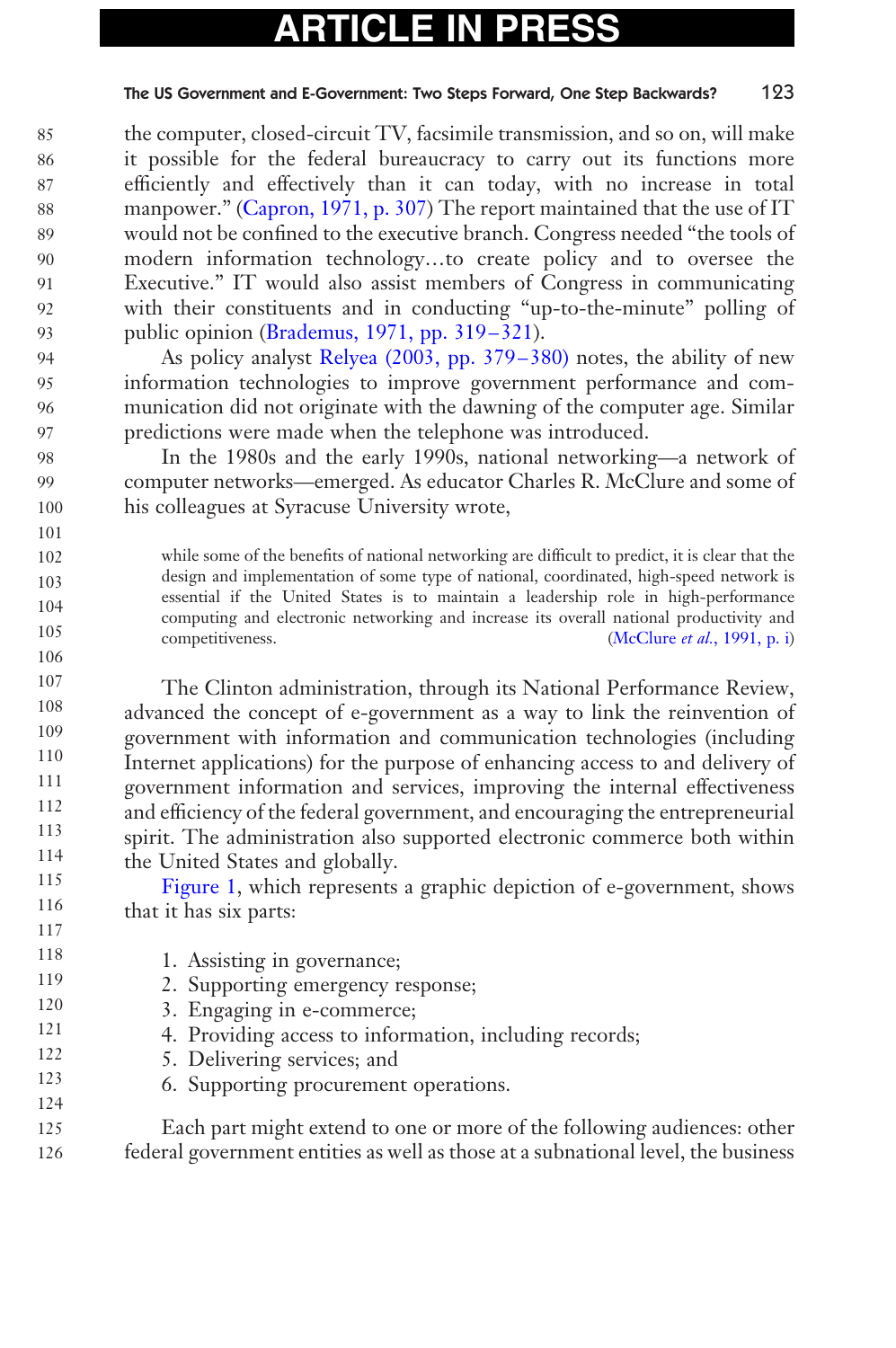the computer, closed-circuit TV, facsimile transmission, and so on, will make it possible for the federal bureaucracy to carry out its functions more efficiently and effectively than it can today, with no increase in total manpower." (Capron, 1971, p. 307) The report maintained that the use of IT would not be confined to the executive branch. Congress needed "the tools of modern information technology…to create policy and to oversee the Executive." IT would also assist members of Congress in communicating with their constituents and in conducting "up-to-the-minute" polling of public opinion (Brademus, 1971, pp. 319–321).

As policy analyst Relyea (2003, pp. 379–380) notes, the ability of new information technologies to improve government performance and communication did not originate with the dawning of the computer age. Similar predictions were made when the telephone was introduced.

In the 1980s and the early 1990s, national networking—a network of computer networks—emerged. As educator Charles R. McClure and some of his colleagues at Syracuse University wrote,

> while some of the benefits of national networking are difficult to predict, it is clear that the design and implementation of some type of national, coordinated, high-speed network is essential if the United States is to maintain a leadership role in high-performance computing and electronic networking and increase its overall national productivity and competitiveness. (McClure *et al.*, 1991, p. i)

The Clinton administration, through its National Performance Review, advanced the concept of e-government as a way to link the reinvention of government with information and communication technologies (including Internet applications) for the purpose of enhancing access to and delivery of government information and services, improving the internal effectiveness and efficiency of the federal government, and encouraging the entrepreneurial spirit. The administration also supported electronic commerce both within the United States and globally.

Figure 1, which represents a graphic depiction of e-government, shows that it has six parts:

1. Assisting in governance;
2. Supporting emergency response;
3. Engaging in e-commerce;
4. Providing access to information, including records;
5. Delivering services; and
6. Supporting procurement operations.

Each part might extend to one or more of the following audiences: other federal government entities as well as those at a subnational level, the business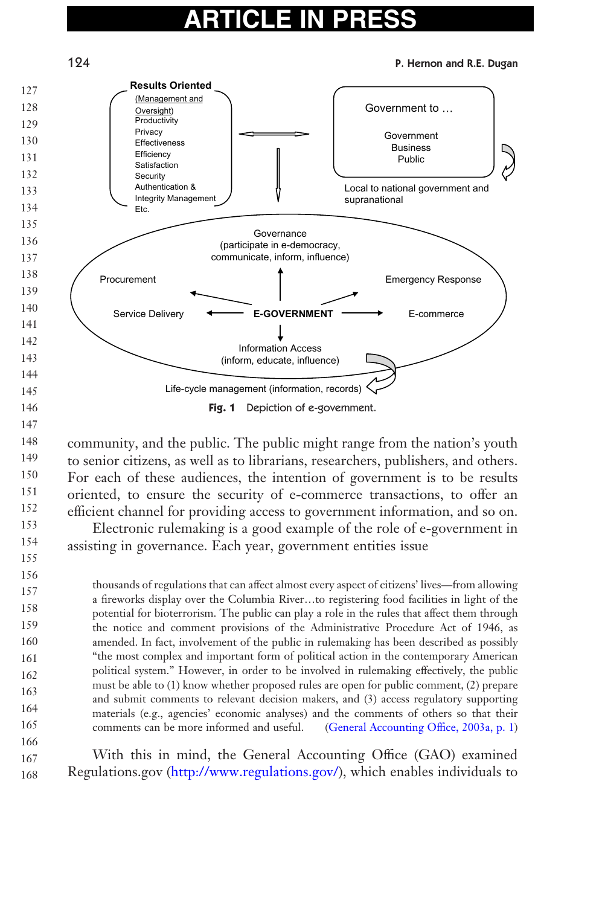**Results Oriented**
(Management and Oversight)
Productivity
Privacy
Effectiveness
Efficiency
Satisfaction
Security
Authentication & Integrity Management
Etc.

Government to …

Government
Business
Public

Local to national government and supranational

Governance (participate in e-democracy, communicate, inform, influence)

Procurement

Emergency Response

Service Delivery

**E-GOVERNMENT**

E-commerce

Information Access (inform, educate, influence)

Life-cycle management (information, records)

**Fig. 1** Depiction of e-government.

community, and the public. The public might range from the nation's youth to senior citizens, as well as to librarians, researchers, publishers, and others. For each of these audiences, the intention of government is to be results oriented, to ensure the security of e-commerce transactions, to offer an efficient channel for providing access to government information, and so on.

Electronic rulemaking is a good example of the role of e-government in assisting in governance. Each year, government entities issue

> thousands of regulations that can affect almost every aspect of citizens' lives—from allowing a fireworks display over the Columbia River…to registering food facilities in light of the potential for bioterrorism. The public can play a role in the rules that affect them through the notice and comment provisions of the Administrative Procedure Act of 1946, as amended. In fact, involvement of the public in rulemaking has been described as possibly "the most complex and important form of political action in the contemporary American political system." However, in order to be involved in rulemaking effectively, the public must be able to (1) know whether proposed rules are open for public comment, (2) prepare and submit comments to relevant decision makers, and (3) access regulatory supporting materials (e.g., agencies' economic analyses) and the comments of others so that their comments can be more informed and useful. (General Accounting Office, 2003a, p. 1)

With this in mind, the General Accounting Office (GAO) examined Regulations.gov (http://www.regulations.gov/), which enables individuals to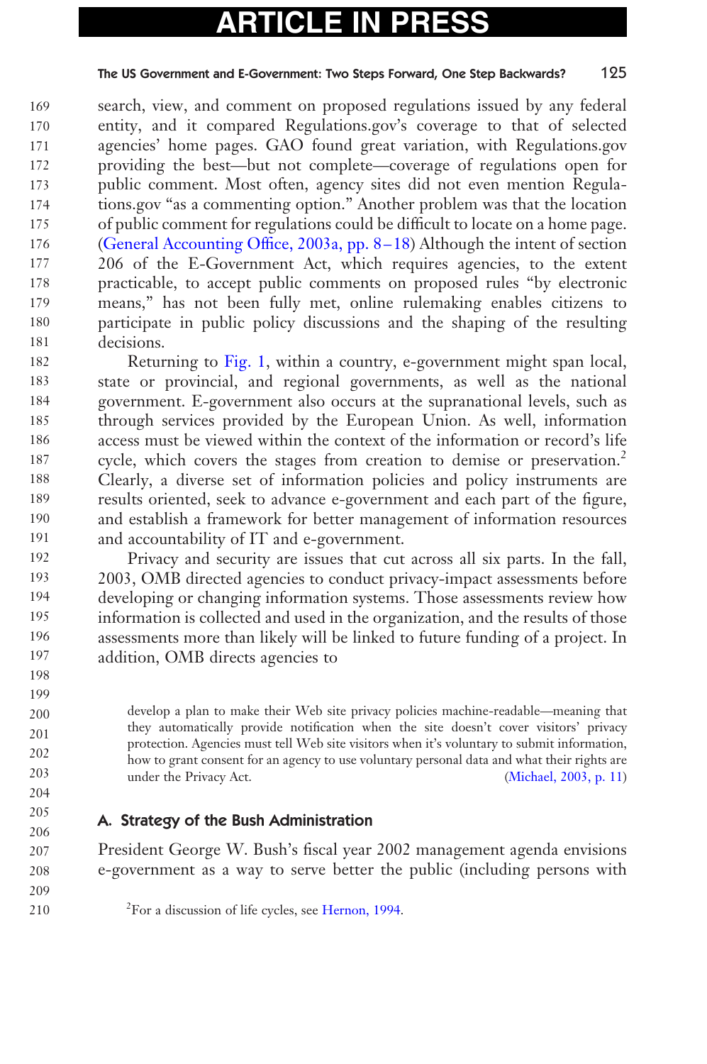search, view, and comment on proposed regulations issued by any federal entity, and it compared Regulations.gov's coverage to that of selected agencies' home pages. GAO found great variation, with Regulations.gov providing the best—but not complete—coverage of regulations open for public comment. Most often, agency sites did not even mention Regulations.gov "as a commenting option." Another problem was that the location of public comment for regulations could be difficult to locate on a home page. (General Accounting Office, 2003a, pp. 8–18) Although the intent of section 206 of the E-Government Act, which requires agencies, to the extent practicable, to accept public comments on proposed rules "by electronic means," has not been fully met, online rulemaking enables citizens to participate in public policy discussions and the shaping of the resulting decisions.

Returning to Fig. 1, within a country, e-government might span local, state or provincial, and regional governments, as well as the national government. E-government also occurs at the supranational levels, such as through services provided by the European Union. As well, information access must be viewed within the context of the information or record's life cycle, which covers the stages from creation to demise or preservation.[2] Clearly, a diverse set of information policies and policy instruments are results oriented, seek to advance e-government and each part of the figure, and establish a framework for better management of information resources and accountability of IT and e-government.

Privacy and security are issues that cut across all six parts. In the fall, 2003, OMB directed agencies to conduct privacy-impact assessments before developing or changing information systems. Those assessments review how information is collected and used in the organization, and the results of those assessments more than likely will be linked to future funding of a project. In addition, OMB directs agencies to

> develop a plan to make their Web site privacy policies machine-readable—meaning that they automatically provide notification when the site doesn't cover visitors' privacy protection. Agencies must tell Web site visitors when it's voluntary to submit information, how to grant consent for an agency to use voluntary personal data and what their rights are under the Privacy Act. (Michael, 2003, p. 11)

## A. Strategy of the Bush Administration

President George W. Bush's fiscal year 2002 management agenda envisions e-government as a way to serve better the public (including persons with

[2] For a discussion of life cycles, see Hernon, 1994.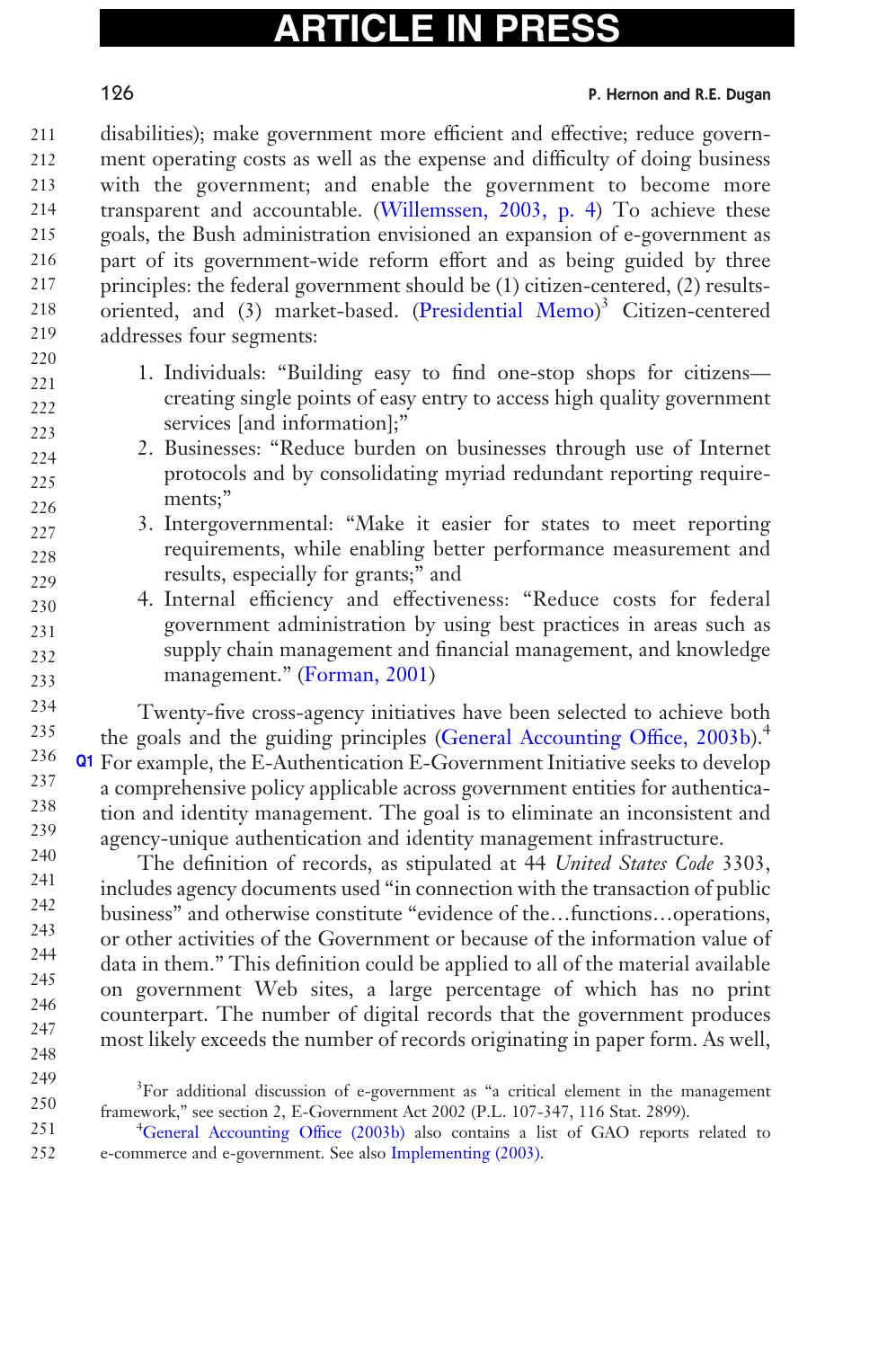disabilities); make government more efficient and effective; reduce government operating costs as well as the expense and difficulty of doing business with the government; and enable the government to become more transparent and accountable. (Willemssen, 2003, p. 4) To achieve these goals, the Bush administration envisioned an expansion of e-government as part of its government-wide reform effort and as being guided by three principles: the federal government should be (1) citizen-centered, (2) results-oriented, and (3) market-based. (Presidential Memo)[3] Citizen-centered addresses four segments:

1. Individuals: "Building easy to find one-stop shops for citizens—creating single points of easy entry to access high quality government services [and information];"
2. Businesses: "Reduce burden on businesses through use of Internet protocols and by consolidating myriad redundant reporting requirements;"
3. Intergovernmental: "Make it easier for states to meet reporting requirements, while enabling better performance measurement and results, especially for grants;" and
4. Internal efficiency and effectiveness: "Reduce costs for federal government administration by using best practices in areas such as supply chain management and financial management, and knowledge management." (Forman, 2001)

Twenty-five cross-agency initiatives have been selected to achieve both the goals and the guiding principles (General Accounting Office, 2003b).[4] For example, the E-Authentication E-Government Initiative seeks to develop a comprehensive policy applicable across government entities for authentication and identity management. The goal is to eliminate an inconsistent and agency-unique authentication and identity management infrastructure.

The definition of records, as stipulated at 44 *United States Code* 3303, includes agency documents used "in connection with the transaction of public business" and otherwise constitute "evidence of the…functions…operations, or other activities of the Government or because of the information value of data in them." This definition could be applied to all of the material available on government Web sites, a large percentage of which has no print counterpart. The number of digital records that the government produces most likely exceeds the number of records originating in paper form. As well,

[3] For additional discussion of e-government as "a critical element in the management framework," see section 2, E-Government Act 2002 (P.L. 107-347, 116 Stat. 2899).

[4] General Accounting Office (2003b) also contains a list of GAO reports related to e-commerce and e-government. See also Implementing (2003).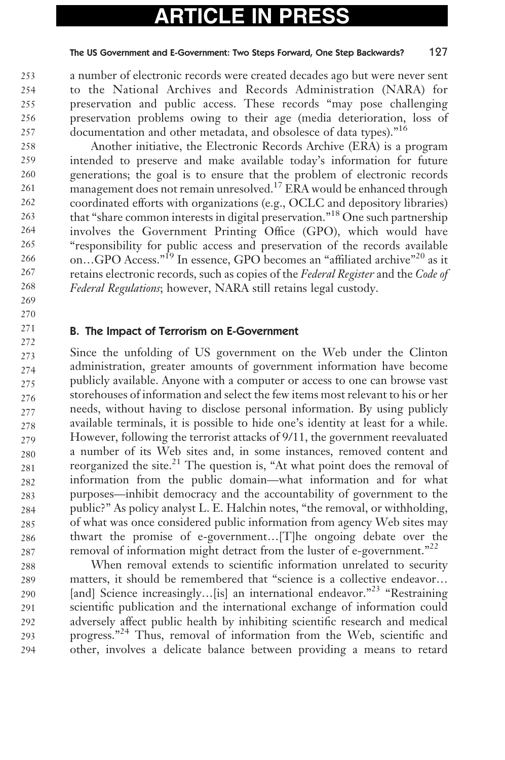a number of electronic records were created decades ago but were never sent to the National Archives and Records Administration (NARA) for preservation and public access. These records "may pose challenging preservation problems owing to their age (media deterioration, loss of documentation and other metadata, and obsolesce of data types)."[16]

Another initiative, the Electronic Records Archive (ERA) is a program intended to preserve and make available today's information for future generations; the goal is to ensure that the problem of electronic records management does not remain unresolved.[17] ERA would be enhanced through coordinated efforts with organizations (e.g., OCLC and depository libraries) that "share common interests in digital preservation."[18] One such partnership involves the Government Printing Office (GPO), which would have "responsibility for public access and preservation of the records available on…GPO Access."[19] In essence, GPO becomes an "affiliated archive"[20] as it retains electronic records, such as copies of the *Federal Register* and the *Code of Federal Regulations*; however, NARA still retains legal custody.

### B. The Impact of Terrorism on E-Government

Since the unfolding of US government on the Web under the Clinton administration, greater amounts of government information have become publicly available. Anyone with a computer or access to one can browse vast storehouses of information and select the few items most relevant to his or her needs, without having to disclose personal information. By using publicly available terminals, it is possible to hide one's identity at least for a while. However, following the terrorist attacks of 9/11, the government reevaluated a number of its Web sites and, in some instances, removed content and reorganized the site.[21] The question is, "At what point does the removal of information from the public domain—what information and for what purposes—inhibit democracy and the accountability of government to the public?" As policy analyst L. E. Halchin notes, "the removal, or withholding, of what was once considered public information from agency Web sites may thwart the promise of e-government…[T]he ongoing debate over the removal of information might detract from the luster of e-government."[22]

When removal extends to scientific information unrelated to security matters, it should be remembered that "science is a collective endeavor…[and] Science increasingly…[is] an international endeavor."[23] "Restraining scientific publication and the international exchange of information could adversely affect public health by inhibiting scientific research and medical progress."[24] Thus, removal of information from the Web, scientific and other, involves a delicate balance between providing a means to retard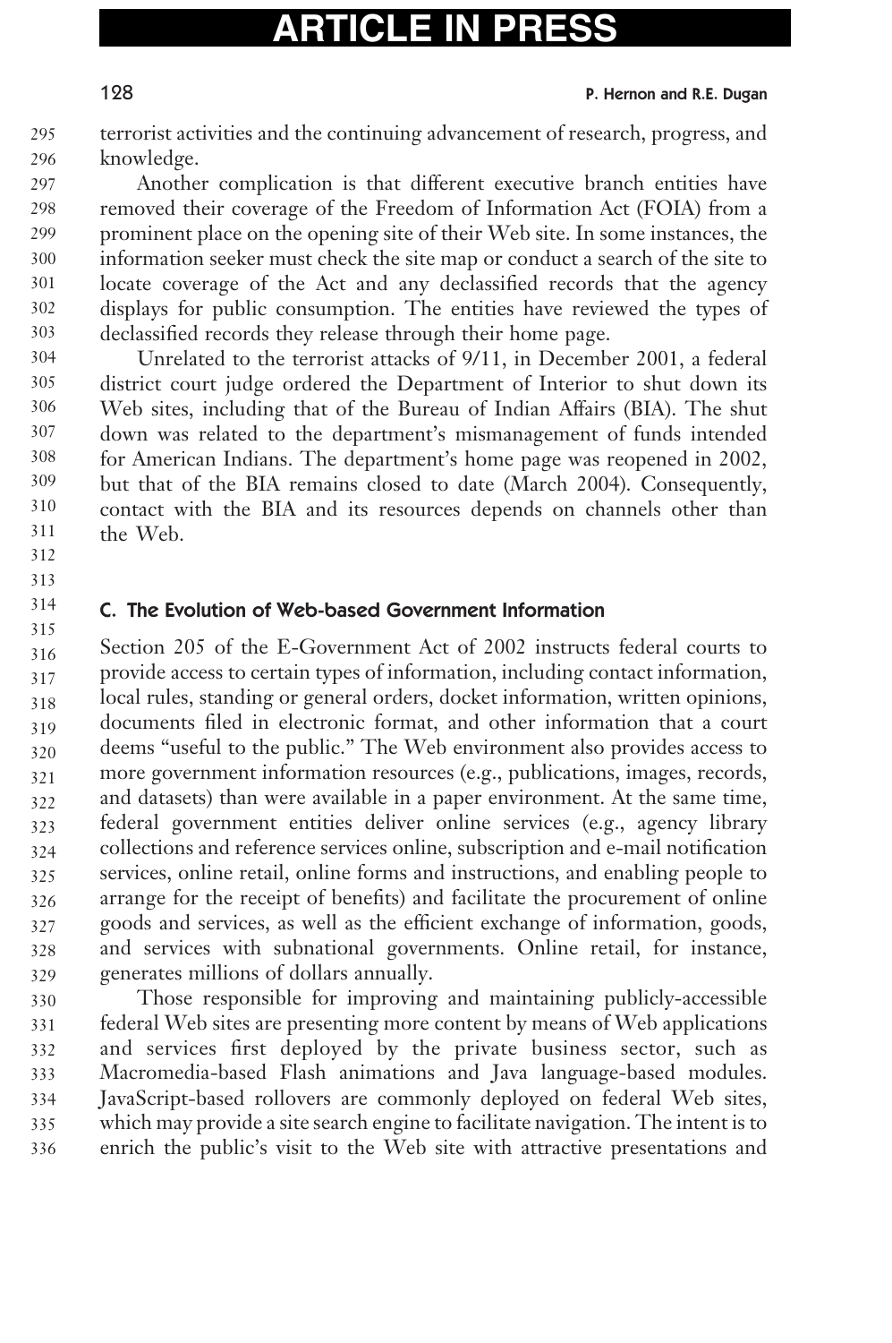terrorist activities and the continuing advancement of research, progress, and knowledge.

Another complication is that different executive branch entities have removed their coverage of the Freedom of Information Act (FOIA) from a prominent place on the opening site of their Web site. In some instances, the information seeker must check the site map or conduct a search of the site to locate coverage of the Act and any declassified records that the agency displays for public consumption. The entities have reviewed the types of declassified records they release through their home page.

Unrelated to the terrorist attacks of 9/11, in December 2001, a federal district court judge ordered the Department of Interior to shut down its Web sites, including that of the Bureau of Indian Affairs (BIA). The shut down was related to the department's mismanagement of funds intended for American Indians. The department's home page was reopened in 2002, but that of the BIA remains closed to date (March 2004). Consequently, contact with the BIA and its resources depends on channels other than the Web.

### C. The Evolution of Web-based Government Information

Section 205 of the E-Government Act of 2002 instructs federal courts to provide access to certain types of information, including contact information, local rules, standing or general orders, docket information, written opinions, documents filed in electronic format, and other information that a court deems "useful to the public." The Web environment also provides access to more government information resources (e.g., publications, images, records, and datasets) than were available in a paper environment. At the same time, federal government entities deliver online services (e.g., agency library collections and reference services online, subscription and e-mail notification services, online retail, online forms and instructions, and enabling people to arrange for the receipt of benefits) and facilitate the procurement of online goods and services, as well as the efficient exchange of information, goods, and services with subnational governments. Online retail, for instance, generates millions of dollars annually.

Those responsible for improving and maintaining publicly-accessible federal Web sites are presenting more content by means of Web applications and services first deployed by the private business sector, such as Macromedia-based Flash animations and Java language-based modules. JavaScript-based rollovers are commonly deployed on federal Web sites, which may provide a site search engine to facilitate navigation. The intent is to enrich the public's visit to the Web site with attractive presentations and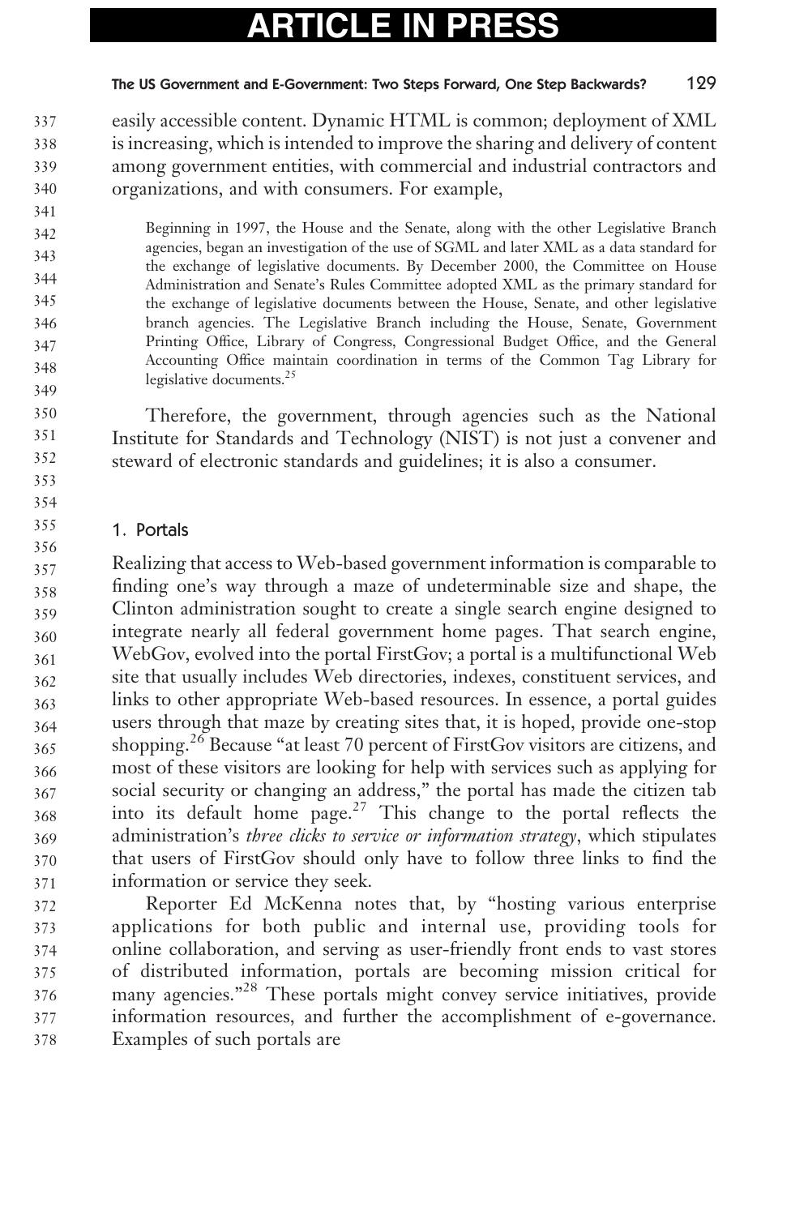easily accessible content. Dynamic HTML is common; deployment of XML is increasing, which is intended to improve the sharing and delivery of content among government entities, with commercial and industrial contractors and organizations, and with consumers. For example,

> Beginning in 1997, the House and the Senate, along with the other Legislative Branch agencies, began an investigation of the use of SGML and later XML as a data standard for the exchange of legislative documents. By December 2000, the Committee on House Administration and Senate's Rules Committee adopted XML as the primary standard for the exchange of legislative documents between the House, Senate, and other legislative branch agencies. The Legislative Branch including the House, Senate, Government Printing Office, Library of Congress, Congressional Budget Office, and the General Accounting Office maintain coordination in terms of the Common Tag Library for legislative documents.[25]

Therefore, the government, through agencies such as the National Institute for Standards and Technology (NIST) is not just a convener and steward of electronic standards and guidelines; it is also a consumer.

### 1. Portals

Realizing that access to Web-based government information is comparable to finding one's way through a maze of undeterminable size and shape, the Clinton administration sought to create a single search engine designed to integrate nearly all federal government home pages. That search engine, WebGov, evolved into the portal FirstGov; a portal is a multifunctional Web site that usually includes Web directories, indexes, constituent services, and links to other appropriate Web-based resources. In essence, a portal guides users through that maze by creating sites that, it is hoped, provide one-stop shopping.[26] Because "at least 70 percent of FirstGov visitors are citizens, and most of these visitors are looking for help with services such as applying for social security or changing an address," the portal has made the citizen tab into its default home page.[27] This change to the portal reflects the administration's *three clicks to service or information strategy*, which stipulates that users of FirstGov should only have to follow three links to find the information or service they seek.

Reporter Ed McKenna notes that, by "hosting various enterprise applications for both public and internal use, providing tools for online collaboration, and serving as user-friendly front ends to vast stores of distributed information, portals are becoming mission critical for many agencies."[28] These portals might convey service initiatives, provide information resources, and further the accomplishment of e-governance. Examples of such portals are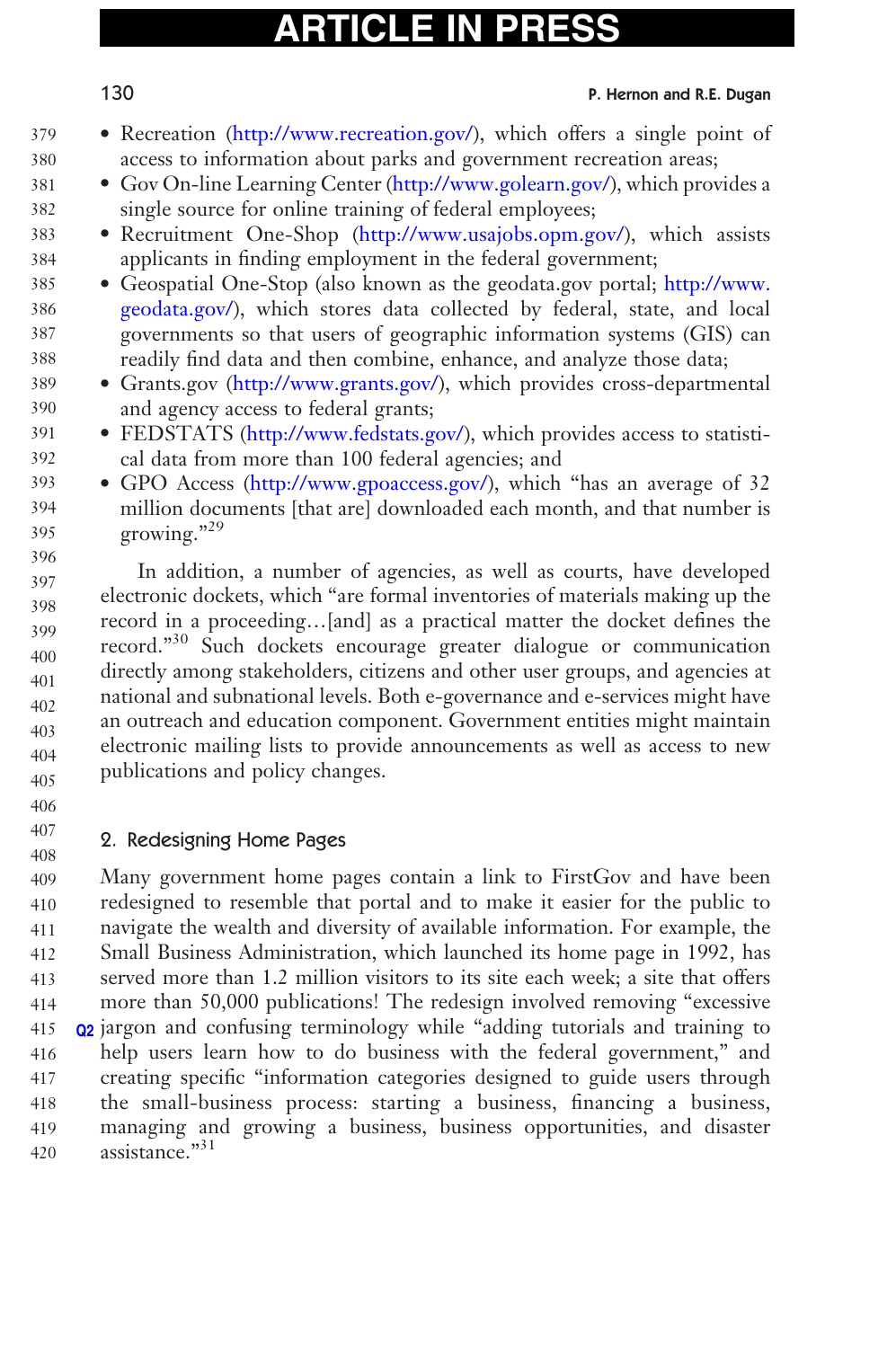- Recreation (http://www.recreation.gov/), which offers a single point of access to information about parks and government recreation areas;
- Gov On-line Learning Center (http://www.golearn.gov/), which provides a single source for online training of federal employees;
- Recruitment One-Shop (http://www.usajobs.opm.gov/), which assists applicants in finding employment in the federal government;
- Geospatial One-Stop (also known as the geodata.gov portal; http://www.geodata.gov/), which stores data collected by federal, state, and local governments so that users of geographic information systems (GIS) can readily find data and then combine, enhance, and analyze those data;
- Grants.gov (http://www.grants.gov/), which provides cross-departmental and agency access to federal grants;
- FEDSTATS (http://www.fedstats.gov/), which provides access to statistical data from more than 100 federal agencies; and
- GPO Access (http://www.gpoaccess.gov/), which "has an average of 32 million documents [that are] downloaded each month, and that number is growing."[29]

In addition, a number of agencies, as well as courts, have developed electronic dockets, which "are formal inventories of materials making up the record in a proceeding…[and] as a practical matter the docket defines the record."[30] Such dockets encourage greater dialogue or communication directly among stakeholders, citizens and other user groups, and agencies at national and subnational levels. Both e-governance and e-services might have an outreach and education component. Government entities might maintain electronic mailing lists to provide announcements as well as access to new publications and policy changes.

## 2. Redesigning Home Pages

Many government home pages contain a link to FirstGov and have been redesigned to resemble that portal and to make it easier for the public to navigate the wealth and diversity of available information. For example, the Small Business Administration, which launched its home page in 1992, has served more than 1.2 million visitors to its site each week; a site that offers more than 50,000 publications! The redesign involved removing "excessive jargon and confusing terminology while "adding tutorials and training to help users learn how to do business with the federal government," and creating specific "information categories designed to guide users through the small-business process: starting a business, financing a business, managing and growing a business, business opportunities, and disaster assistance."[31]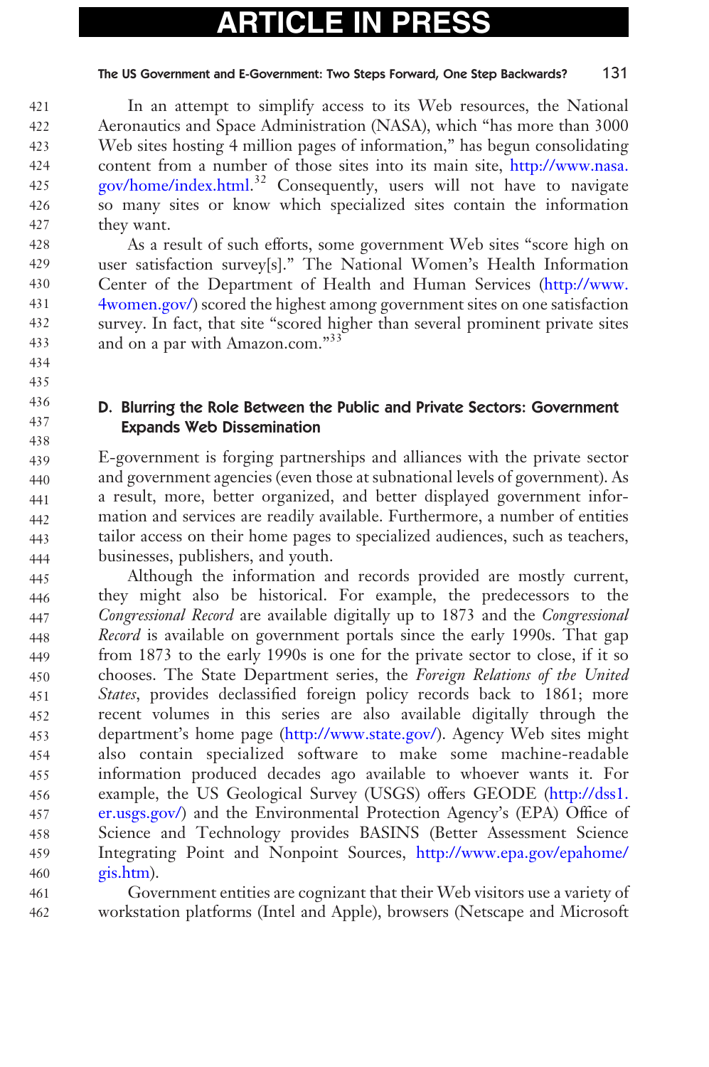In an attempt to simplify access to its Web resources, the National Aeronautics and Space Administration (NASA), which "has more than 3000 Web sites hosting 4 million pages of information," has begun consolidating content from a number of those sites into its main site, http://www.nasa.gov/home/index.html.[32] Consequently, users will not have to navigate so many sites or know which specialized sites contain the information they want.

As a result of such efforts, some government Web sites "score high on user satisfaction survey[s]." The National Women's Health Information Center of the Department of Health and Human Services (http://www.4women.gov/) scored the highest among government sites on one satisfaction survey. In fact, that site "scored higher than several prominent private sites and on a par with Amazon.com."[33]

### D. Blurring the Role Between the Public and Private Sectors: Government Expands Web Dissemination

E-government is forging partnerships and alliances with the private sector and government agencies (even those at subnational levels of government). As a result, more, better organized, and better displayed government information and services are readily available. Furthermore, a number of entities tailor access on their home pages to specialized audiences, such as teachers, businesses, publishers, and youth.

Although the information and records provided are mostly current, they might also be historical. For example, the predecessors to the *Congressional Record* are available digitally up to 1873 and the *Congressional Record* is available on government portals since the early 1990s. That gap from 1873 to the early 1990s is one for the private sector to close, if it so chooses. The State Department series, the *Foreign Relations of the United States*, provides declassified foreign policy records back to 1861; more recent volumes in this series are also available digitally through the department's home page (http://www.state.gov/). Agency Web sites might also contain specialized software to make some machine-readable information produced decades ago available to whoever wants it. For example, the US Geological Survey (USGS) offers GEODE (http://dss1.er.usgs.gov/) and the Environmental Protection Agency's (EPA) Office of Science and Technology provides BASINS (Better Assessment Science Integrating Point and Nonpoint Sources, http://www.epa.gov/epahome/gis.htm).

Government entities are cognizant that their Web visitors use a variety of workstation platforms (Intel and Apple), browsers (Netscape and Microsoft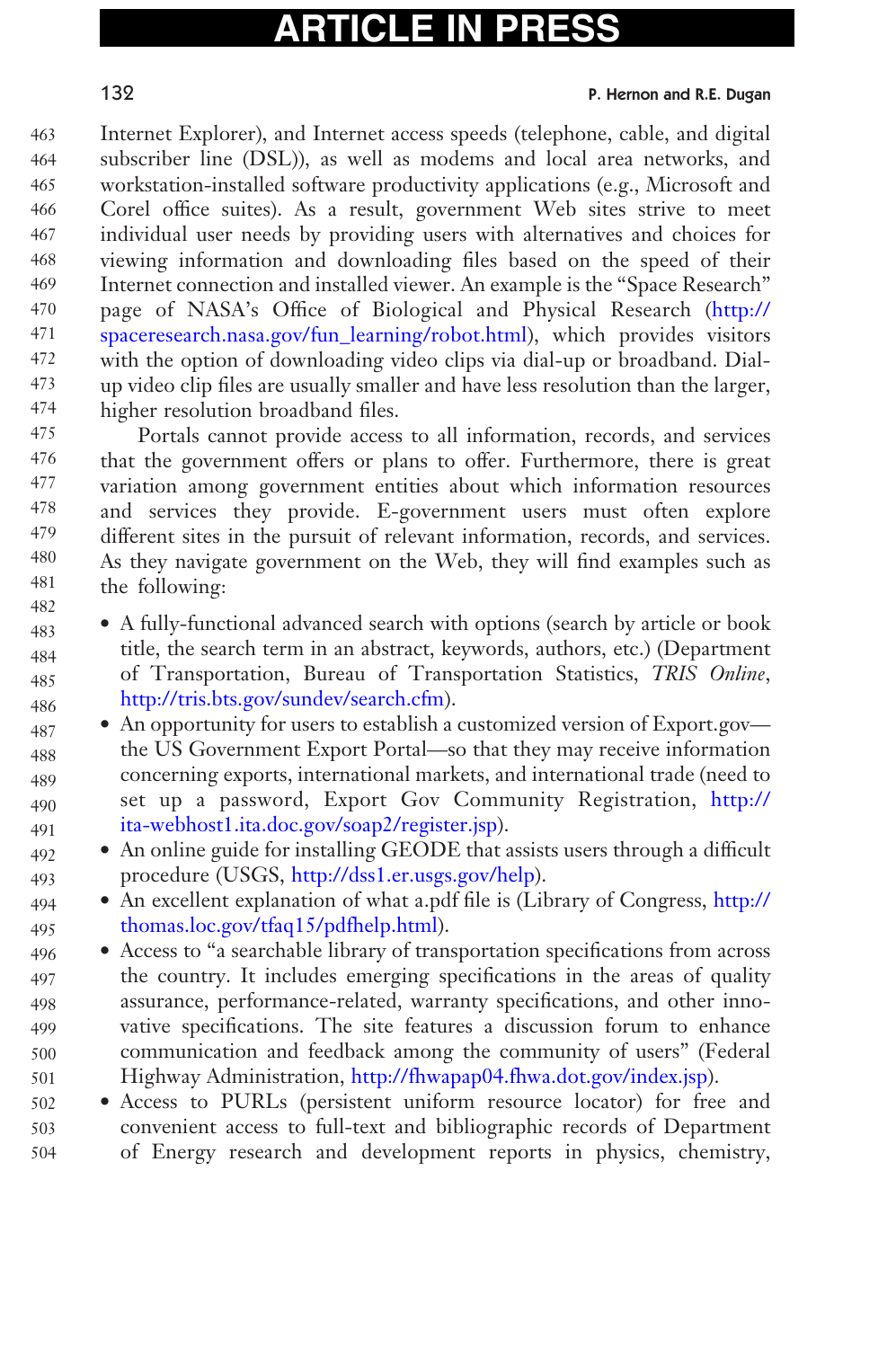Internet Explorer), and Internet access speeds (telephone, cable, and digital subscriber line (DSL)), as well as modems and local area networks, and workstation-installed software productivity applications (e.g., Microsoft and Corel office suites). As a result, government Web sites strive to meet individual user needs by providing users with alternatives and choices for viewing information and downloading files based on the speed of their Internet connection and installed viewer. An example is the "Space Research" page of NASA's Office of Biological and Physical Research (http://spaceresearch.nasa.gov/fun_learning/robot.html), which provides visitors with the option of downloading video clips via dial-up or broadband. Dial-up video clip files are usually smaller and have less resolution than the larger, higher resolution broadband files.

Portals cannot provide access to all information, records, and services that the government offers or plans to offer. Furthermore, there is great variation among government entities about which information resources and services they provide. E-government users must often explore different sites in the pursuit of relevant information, records, and services. As they navigate government on the Web, they will find examples such as the following:

- A fully-functional advanced search with options (search by article or book title, the search term in an abstract, keywords, authors, etc.) (Department of Transportation, Bureau of Transportation Statistics, *TRIS Online*, http://tris.bts.gov/sundev/search.cfm).
- An opportunity for users to establish a customized version of Export.gov—the US Government Export Portal—so that they may receive information concerning exports, international markets, and international trade (need to set up a password, Export Gov Community Registration, http://ita-webhost1.ita.doc.gov/soap2/register.jsp).
- An online guide for installing GEODE that assists users through a difficult procedure (USGS, http://dss1.er.usgs.gov/help).
- An excellent explanation of what a.pdf file is (Library of Congress, http://thomas.loc.gov/tfaq15/pdfhelp.html).
- Access to "a searchable library of transportation specifications from across the country. It includes emerging specifications in the areas of quality assurance, performance-related, warranty specifications, and other innovative specifications. The site features a discussion forum to enhance communication and feedback among the community of users" (Federal Highway Administration, http://fhwapap04.fhwa.dot.gov/index.jsp).
- Access to PURLs (persistent uniform resource locator) for free and convenient access to full-text and bibliographic records of Department of Energy research and development reports in physics, chemistry,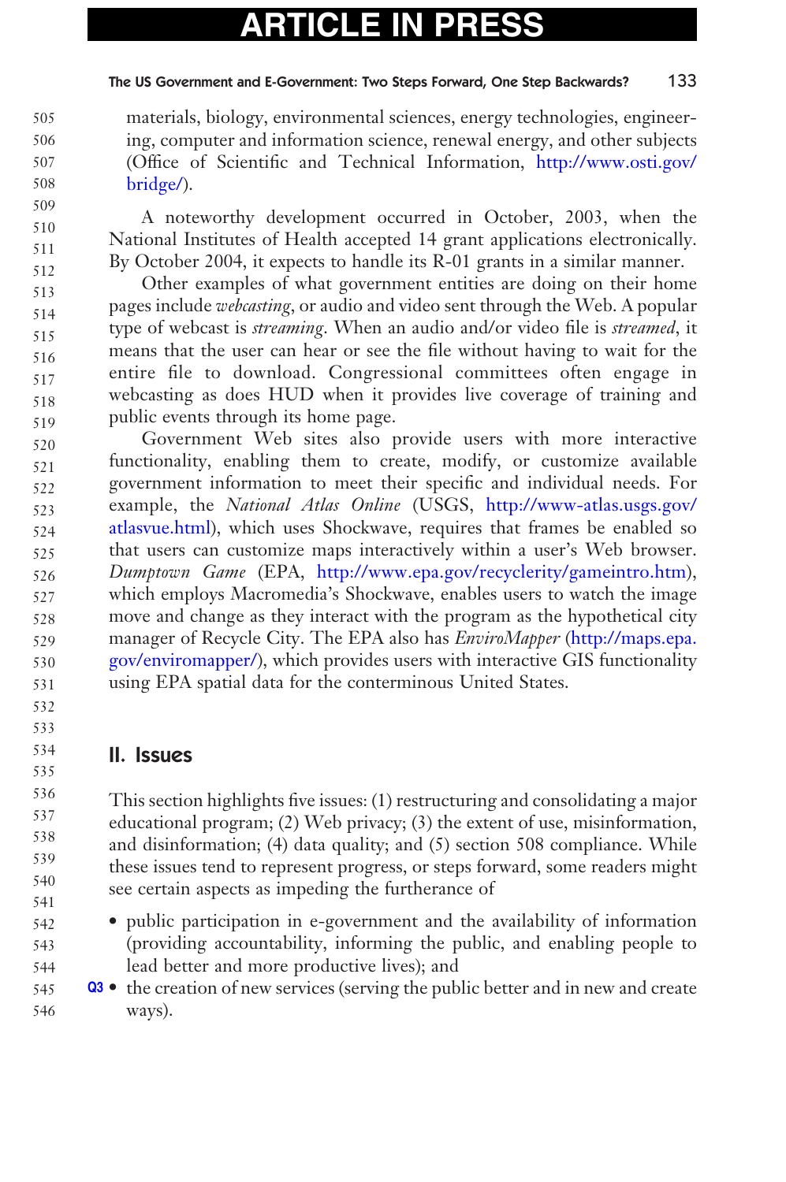materials, biology, environmental sciences, energy technologies, engineering, computer and information science, renewal energy, and other subjects (Office of Scientific and Technical Information, http://www.osti.gov/bridge/).

A noteworthy development occurred in October, 2003, when the National Institutes of Health accepted 14 grant applications electronically. By October 2004, it expects to handle its R-01 grants in a similar manner.

Other examples of what government entities are doing on their home pages include *webcasting*, or audio and video sent through the Web. A popular type of webcast is *streaming*. When an audio and/or video file is *streamed*, it means that the user can hear or see the file without having to wait for the entire file to download. Congressional committees often engage in webcasting as does HUD when it provides live coverage of training and public events through its home page.

Government Web sites also provide users with more interactive functionality, enabling them to create, modify, or customize available government information to meet their specific and individual needs. For example, the *National Atlas Online* (USGS, http://www-atlas.usgs.gov/atlasvue.html), which uses Shockwave, requires that frames be enabled so that users can customize maps interactively within a user's Web browser. *Dumptown Game* (EPA, http://www.epa.gov/recyclerity/gameintro.htm), which employs Macromedia's Shockwave, enables users to watch the image move and change as they interact with the program as the hypothetical city manager of Recycle City. The EPA also has *EnviroMapper* (http://maps.epa.gov/enviromapper/), which provides users with interactive GIS functionality using EPA spatial data for the conterminous United States.

## II. Issues

This section highlights five issues: (1) restructuring and consolidating a major educational program; (2) Web privacy; (3) the extent of use, misinformation, and disinformation; (4) data quality; and (5) section 508 compliance. While these issues tend to represent progress, or steps forward, some readers might see certain aspects as impeding the furtherance of

- public participation in e-government and the availability of information (providing accountability, informing the public, and enabling people to lead better and more productive lives); and
- the creation of new services (serving the public better and in new and create ways).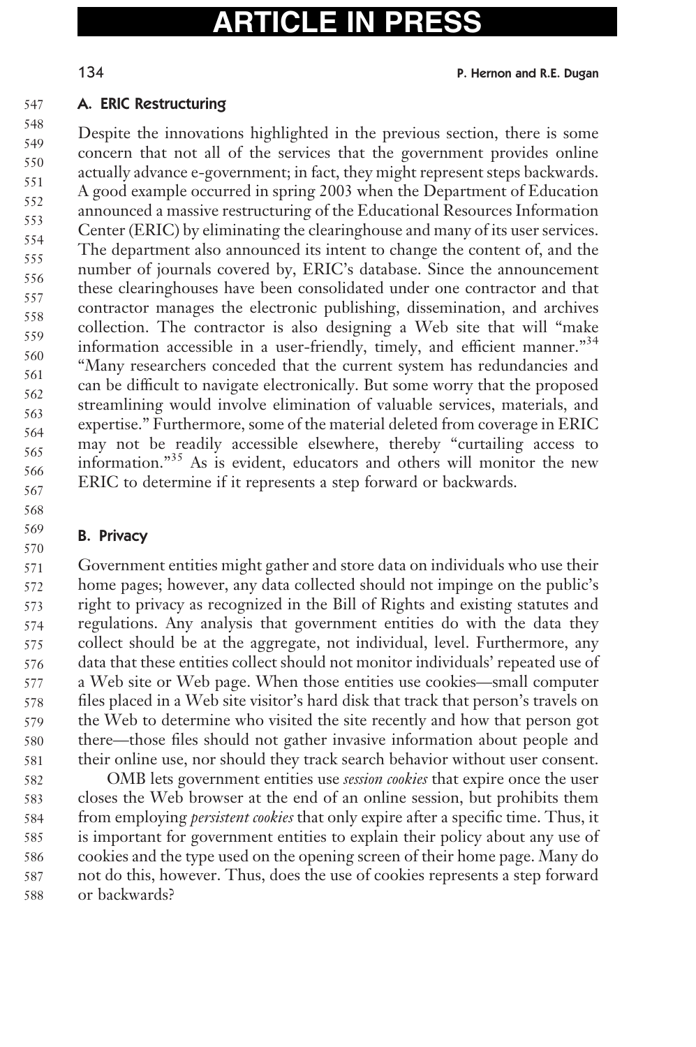### A. ERIC Restructuring

Despite the innovations highlighted in the previous section, there is some concern that not all of the services that the government provides online actually advance e-government; in fact, they might represent steps backwards. A good example occurred in spring 2003 when the Department of Education announced a massive restructuring of the Educational Resources Information Center (ERIC) by eliminating the clearinghouse and many of its user services. The department also announced its intent to change the content of, and the number of journals covered by, ERIC's database. Since the announcement these clearinghouses have been consolidated under one contractor and that contractor manages the electronic publishing, dissemination, and archives collection. The contractor is also designing a Web site that will "make information accessible in a user-friendly, timely, and efficient manner."[34] "Many researchers conceded that the current system has redundancies and can be difficult to navigate electronically. But some worry that the proposed streamlining would involve elimination of valuable services, materials, and expertise." Furthermore, some of the material deleted from coverage in ERIC may not be readily accessible elsewhere, thereby "curtailing access to information."[35] As is evident, educators and others will monitor the new ERIC to determine if it represents a step forward or backwards.

### B. Privacy

Government entities might gather and store data on individuals who use their home pages; however, any data collected should not impinge on the public's right to privacy as recognized in the Bill of Rights and existing statutes and regulations. Any analysis that government entities do with the data they collect should be at the aggregate, not individual, level. Furthermore, any data that these entities collect should not monitor individuals' repeated use of a Web site or Web page. When those entities use cookies—small computer files placed in a Web site visitor's hard disk that track that person's travels on the Web to determine who visited the site recently and how that person got there—those files should not gather invasive information about people and their online use, nor should they track search behavior without user consent.

OMB lets government entities use *session cookies* that expire once the user closes the Web browser at the end of an online session, but prohibits them from employing *persistent cookies* that only expire after a specific time. Thus, it is important for government entities to explain their policy about any use of cookies and the type used on the opening screen of their home page. Many do not do this, however. Thus, does the use of cookies represents a step forward or backwards?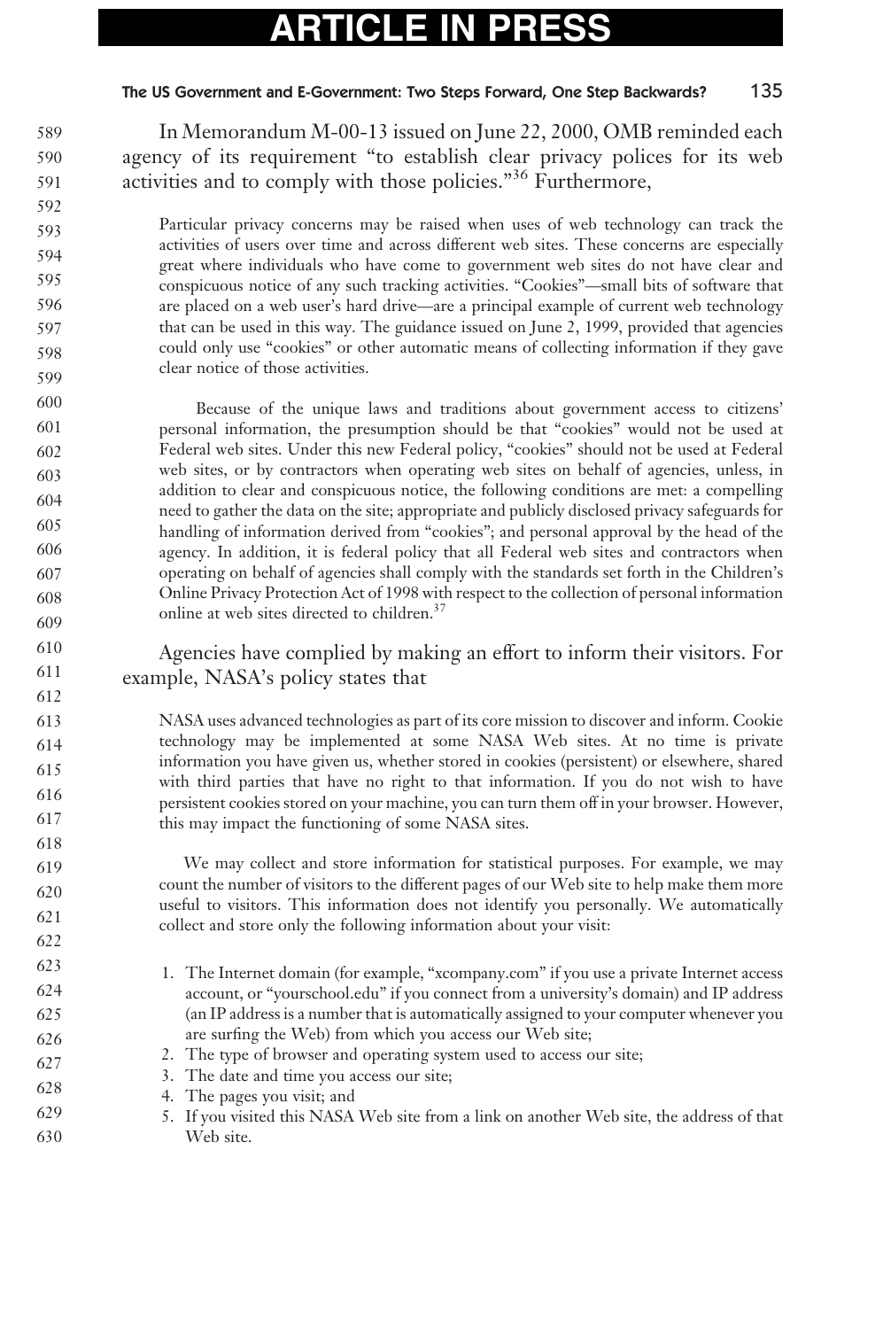In Memorandum M-00-13 issued on June 22, 2000, OMB reminded each agency of its requirement "to establish clear privacy polices for its web activities and to comply with those policies."[36] Furthermore,

> Particular privacy concerns may be raised when uses of web technology can track the activities of users over time and across different web sites. These concerns are especially great where individuals who have come to government web sites do not have clear and conspicuous notice of any such tracking activities. "Cookies"—small bits of software that are placed on a web user's hard drive—are a principal example of current web technology that can be used in this way. The guidance issued on June 2, 1999, provided that agencies could only use "cookies" or other automatic means of collecting information if they gave clear notice of those activities.
>
> Because of the unique laws and traditions about government access to citizens' personal information, the presumption should be that "cookies" would not be used at Federal web sites. Under this new Federal policy, "cookies" should not be used at Federal web sites, or by contractors when operating web sites on behalf of agencies, unless, in addition to clear and conspicuous notice, the following conditions are met: a compelling need to gather the data on the site; appropriate and publicly disclosed privacy safeguards for handling of information derived from "cookies"; and personal approval by the head of the agency. In addition, it is federal policy that all Federal web sites and contractors when operating on behalf of agencies shall comply with the standards set forth in the Children's Online Privacy Protection Act of 1998 with respect to the collection of personal information online at web sites directed to children.[37]

Agencies have complied by making an effort to inform their visitors. For example, NASA's policy states that

> NASA uses advanced technologies as part of its core mission to discover and inform. Cookie technology may be implemented at some NASA Web sites. At no time is private information you have given us, whether stored in cookies (persistent) or elsewhere, shared with third parties that have no right to that information. If you do not wish to have persistent cookies stored on your machine, you can turn them off in your browser. However, this may impact the functioning of some NASA sites.
>
> We may collect and store information for statistical purposes. For example, we may count the number of visitors to the different pages of our Web site to help make them more useful to visitors. This information does not identify you personally. We automatically collect and store only the following information about your visit:
>
> 1. The Internet domain (for example, "xcompany.com" if you use a private Internet access account, or "yourschool.edu" if you connect from a university's domain) and IP address (an IP address is a number that is automatically assigned to your computer whenever you are surfing the Web) from which you access our Web site;
> 2. The type of browser and operating system used to access our site;
> 3. The date and time you access our site;
> 4. The pages you visit; and
> 5. If you visited this NASA Web site from a link on another Web site, the address of that Web site.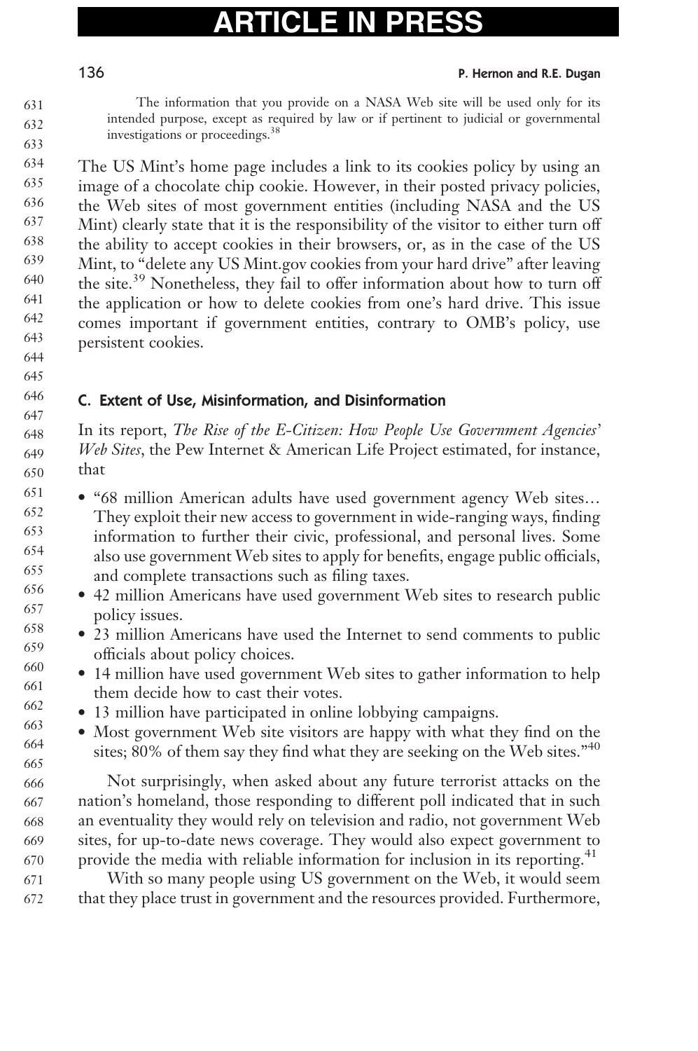> The information that you provide on a NASA Web site will be used only for its intended purpose, except as required by law or if pertinent to judicial or governmental investigations or proceedings.[38]

The US Mint's home page includes a link to its cookies policy by using an image of a chocolate chip cookie. However, in their posted privacy policies, the Web sites of most government entities (including NASA and the US Mint) clearly state that it is the responsibility of the visitor to either turn off the ability to accept cookies in their browsers, or, as in the case of the US Mint, to "delete any US Mint.gov cookies from your hard drive" after leaving the site.[39] Nonetheless, they fail to offer information about how to turn off the application or how to delete cookies from one's hard drive. This issue comes important if government entities, contrary to OMB's policy, use persistent cookies.

### C. Extent of Use, Misinformation, and Disinformation

In its report, *The Rise of the E-Citizen: How People Use Government Agencies' Web Sites*, the Pew Internet & American Life Project estimated, for instance, that

- "68 million American adults have used government agency Web sites… They exploit their new access to government in wide-ranging ways, finding information to further their civic, professional, and personal lives. Some also use government Web sites to apply for benefits, engage public officials, and complete transactions such as filing taxes.
- 42 million Americans have used government Web sites to research public policy issues.
- 23 million Americans have used the Internet to send comments to public officials about policy choices.
- 14 million have used government Web sites to gather information to help them decide how to cast their votes.
- 13 million have participated in online lobbying campaigns.
- Most government Web site visitors are happy with what they find on the sites; 80% of them say they find what they are seeking on the Web sites."[40]

Not surprisingly, when asked about any future terrorist attacks on the nation's homeland, those responding to different poll indicated that in such an eventuality they would rely on television and radio, not government Web sites, for up-to-date news coverage. They would also expect government to provide the media with reliable information for inclusion in its reporting.[41]

With so many people using US government on the Web, it would seem that they place trust in government and the resources provided. Furthermore,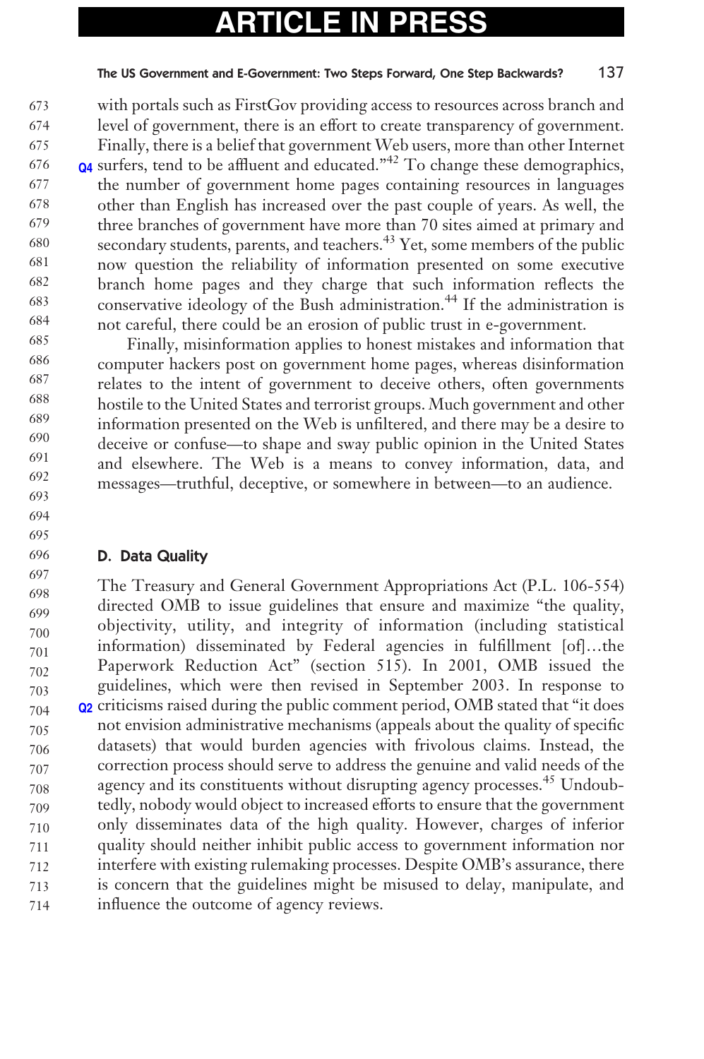with portals such as FirstGov providing access to resources across branch and level of government, there is an effort to create transparency of government. Finally, there is a belief that government Web users, more than other Internet surfers, tend to be affluent and educated."[42] To change these demographics, the number of government home pages containing resources in languages other than English has increased over the past couple of years. As well, the three branches of government have more than 70 sites aimed at primary and secondary students, parents, and teachers.[43] Yet, some members of the public now question the reliability of information presented on some executive branch home pages and they charge that such information reflects the conservative ideology of the Bush administration.[44] If the administration is not careful, there could be an erosion of public trust in e-government.

Finally, misinformation applies to honest mistakes and information that computer hackers post on government home pages, whereas disinformation relates to the intent of government to deceive others, often governments hostile to the United States and terrorist groups. Much government and other information presented on the Web is unfiltered, and there may be a desire to deceive or confuse—to shape and sway public opinion in the United States and elsewhere. The Web is a means to convey information, data, and messages—truthful, deceptive, or somewhere in between—to an audience.

### D. Data Quality

The Treasury and General Government Appropriations Act (P.L. 106-554) directed OMB to issue guidelines that ensure and maximize "the quality, objectivity, utility, and integrity of information (including statistical information) disseminated by Federal agencies in fulfillment [of]…the Paperwork Reduction Act" (section 515). In 2001, OMB issued the guidelines, which were then revised in September 2003. In response to criticisms raised during the public comment period, OMB stated that "it does not envision administrative mechanisms (appeals about the quality of specific datasets) that would burden agencies with frivolous claims. Instead, the correction process should serve to address the genuine and valid needs of the agency and its constituents without disrupting agency processes.[45] Undoubtedly, nobody would object to increased efforts to ensure that the government only disseminates data of the high quality. However, charges of inferior quality should neither inhibit public access to government information nor interfere with existing rulemaking processes. Despite OMB's assurance, there is concern that the guidelines might be misused to delay, manipulate, and influence the outcome of agency reviews.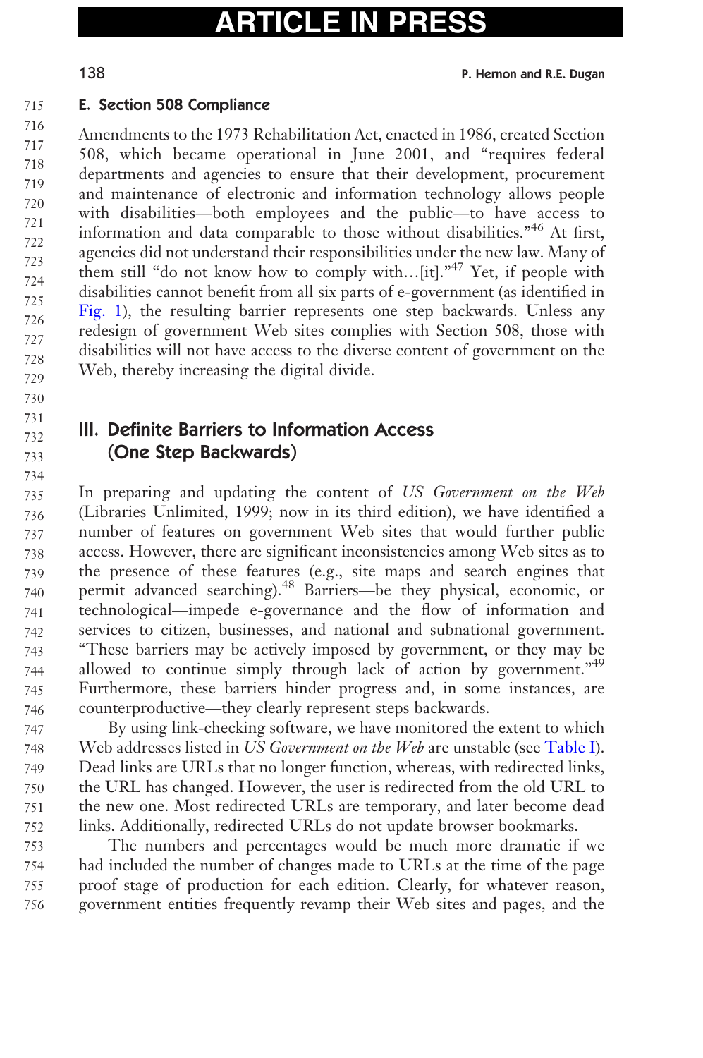### E. Section 508 Compliance

Amendments to the 1973 Rehabilitation Act, enacted in 1986, created Section 508, which became operational in June 2001, and "requires federal departments and agencies to ensure that their development, procurement and maintenance of electronic and information technology allows people with disabilities—both employees and the public—to have access to information and data comparable to those without disabilities."[46] At first, agencies did not understand their responsibilities under the new law. Many of them still "do not know how to comply with…[it]."[47] Yet, if people with disabilities cannot benefit from all six parts of e-government (as identified in Fig. 1), the resulting barrier represents one step backwards. Unless any redesign of government Web sites complies with Section 508, those with disabilities will not have access to the diverse content of government on the Web, thereby increasing the digital divide.

## III. Definite Barriers to Information Access (One Step Backwards)

In preparing and updating the content of *US Government on the Web* (Libraries Unlimited, 1999; now in its third edition), we have identified a number of features on government Web sites that would further public access. However, there are significant inconsistencies among Web sites as to the presence of these features (e.g., site maps and search engines that permit advanced searching).[48] Barriers—be they physical, economic, or technological—impede e-governance and the flow of information and services to citizen, businesses, and national and subnational government. "These barriers may be actively imposed by government, or they may be allowed to continue simply through lack of action by government."[49] Furthermore, these barriers hinder progress and, in some instances, are counterproductive—they clearly represent steps backwards.

By using link-checking software, we have monitored the extent to which Web addresses listed in *US Government on the Web* are unstable (see Table I). Dead links are URLs that no longer function, whereas, with redirected links, the URL has changed. However, the user is redirected from the old URL to the new one. Most redirected URLs are temporary, and later become dead links. Additionally, redirected URLs do not update browser bookmarks.

The numbers and percentages would be much more dramatic if we had included the number of changes made to URLs at the time of the page proof stage of production for each edition. Clearly, for whatever reason, government entities frequently revamp their Web sites and pages, and the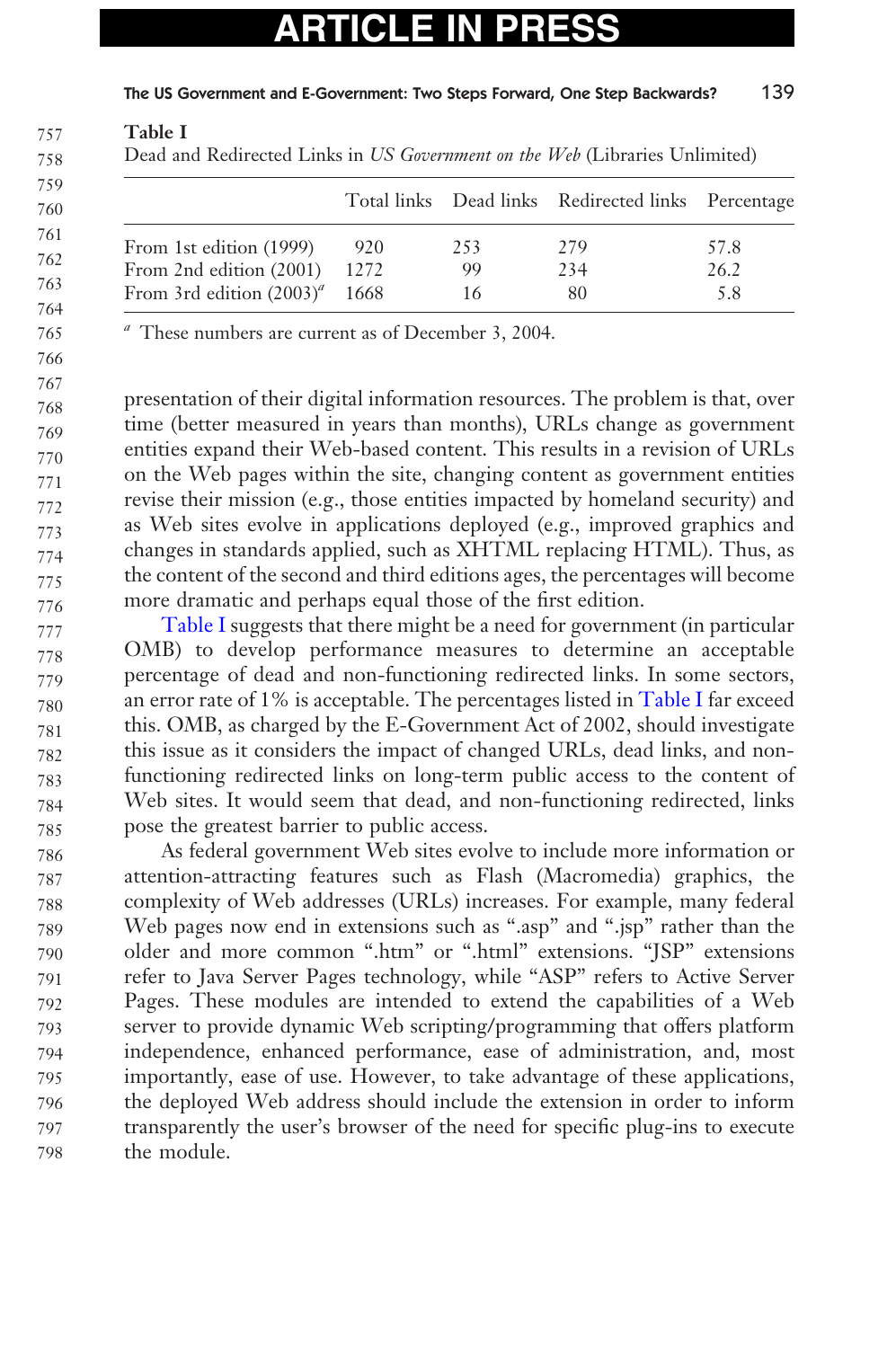**Table I**
Dead and Redirected Links in *US Government on the Web* (Libraries Unlimited)

| | Total links | Dead links | Redirected links | Percentage |
|---|---|---|---|---|
| From 1st edition (1999) | 920 | 253 | 279 | 57.8 |
| From 2nd edition (2001) | 1272 | 99 | 234 | 26.2 |
| From 3rd edition (2003)[a] | 1668 | 16 | 80 | 5.8 |

[a] These numbers are current as of December 3, 2004.

presentation of their digital information resources. The problem is that, over time (better measured in years than months), URLs change as government entities expand their Web-based content. This results in a revision of URLs on the Web pages within the site, changing content as government entities revise their mission (e.g., those entities impacted by homeland security) and as Web sites evolve in applications deployed (e.g., improved graphics and changes in standards applied, such as XHTML replacing HTML). Thus, as the content of the second and third editions ages, the percentages will become more dramatic and perhaps equal those of the first edition.

Table I suggests that there might be a need for government (in particular OMB) to develop performance measures to determine an acceptable percentage of dead and non-functioning redirected links. In some sectors, an error rate of 1% is acceptable. The percentages listed in Table I far exceed this. OMB, as charged by the E-Government Act of 2002, should investigate this issue as it considers the impact of changed URLs, dead links, and non-functioning redirected links on long-term public access to the content of Web sites. It would seem that dead, and non-functioning redirected, links pose the greatest barrier to public access.

As federal government Web sites evolve to include more information or attention-attracting features such as Flash (Macromedia) graphics, the complexity of Web addresses (URLs) increases. For example, many federal Web pages now end in extensions such as ".asp" and ".jsp" rather than the older and more common ".htm" or ".html" extensions. "JSP" extensions refer to Java Server Pages technology, while "ASP" refers to Active Server Pages. These modules are intended to extend the capabilities of a Web server to provide dynamic Web scripting/programming that offers platform independence, enhanced performance, ease of administration, and, most importantly, ease of use. However, to take advantage of these applications, the deployed Web address should include the extension in order to inform transparently the user's browser of the need for specific plug-ins to execute the module.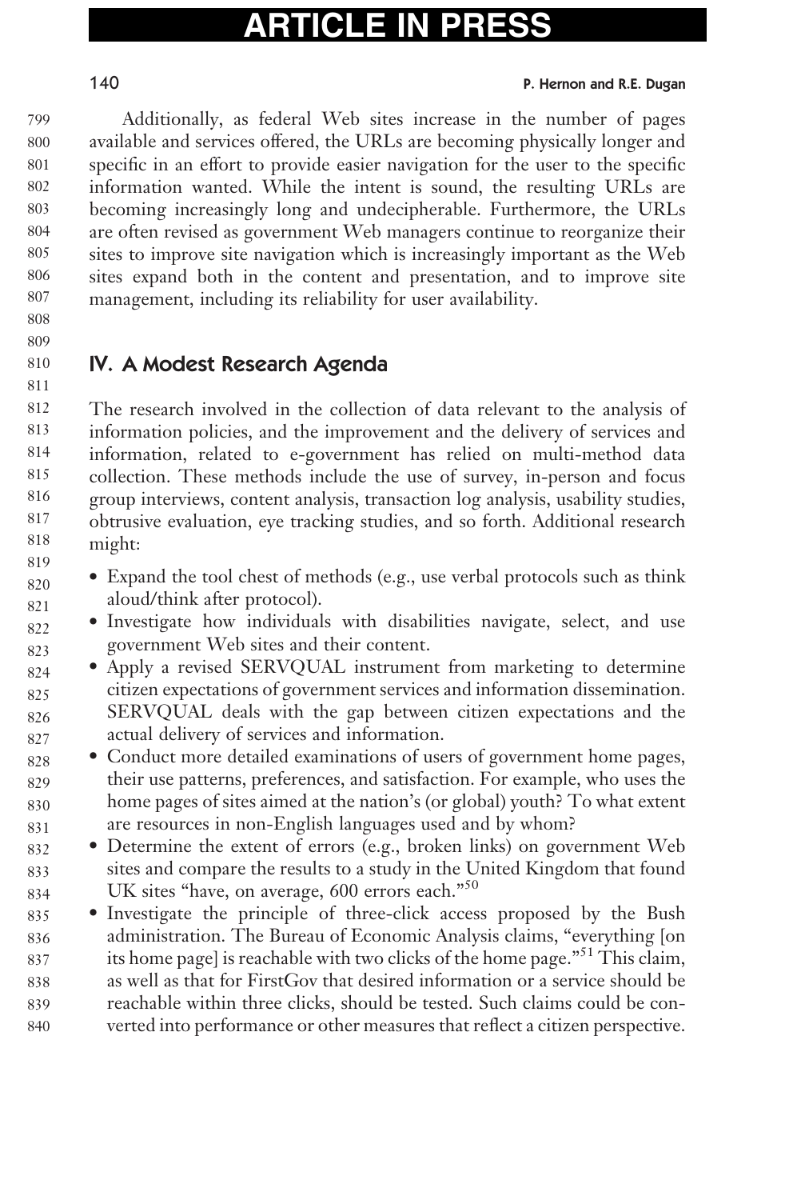Additionally, as federal Web sites increase in the number of pages available and services offered, the URLs are becoming physically longer and specific in an effort to provide easier navigation for the user to the specific information wanted. While the intent is sound, the resulting URLs are becoming increasingly long and undecipherable. Furthermore, the URLs are often revised as government Web managers continue to reorganize their sites to improve site navigation which is increasingly important as the Web sites expand both in the content and presentation, and to improve site management, including its reliability for user availability.

## IV. A Modest Research Agenda

The research involved in the collection of data relevant to the analysis of information policies, and the improvement and the delivery of services and information, related to e-government has relied on multi-method data collection. These methods include the use of survey, in-person and focus group interviews, content analysis, transaction log analysis, usability studies, obtrusive evaluation, eye tracking studies, and so forth. Additional research might:

- Expand the tool chest of methods (e.g., use verbal protocols such as think aloud/think after protocol).
- Investigate how individuals with disabilities navigate, select, and use government Web sites and their content.
- Apply a revised SERVQUAL instrument from marketing to determine citizen expectations of government services and information dissemination. SERVQUAL deals with the gap between citizen expectations and the actual delivery of services and information.
- Conduct more detailed examinations of users of government home pages, their use patterns, preferences, and satisfaction. For example, who uses the home pages of sites aimed at the nation's (or global) youth? To what extent are resources in non-English languages used and by whom?
- Determine the extent of errors (e.g., broken links) on government Web sites and compare the results to a study in the United Kingdom that found UK sites "have, on average, 600 errors each."[50]
- Investigate the principle of three-click access proposed by the Bush administration. The Bureau of Economic Analysis claims, "everything [on its home page] is reachable with two clicks of the home page."[51] This claim, as well as that for FirstGov that desired information or a service should be reachable within three clicks, should be tested. Such claims could be converted into performance or other measures that reflect a citizen perspective.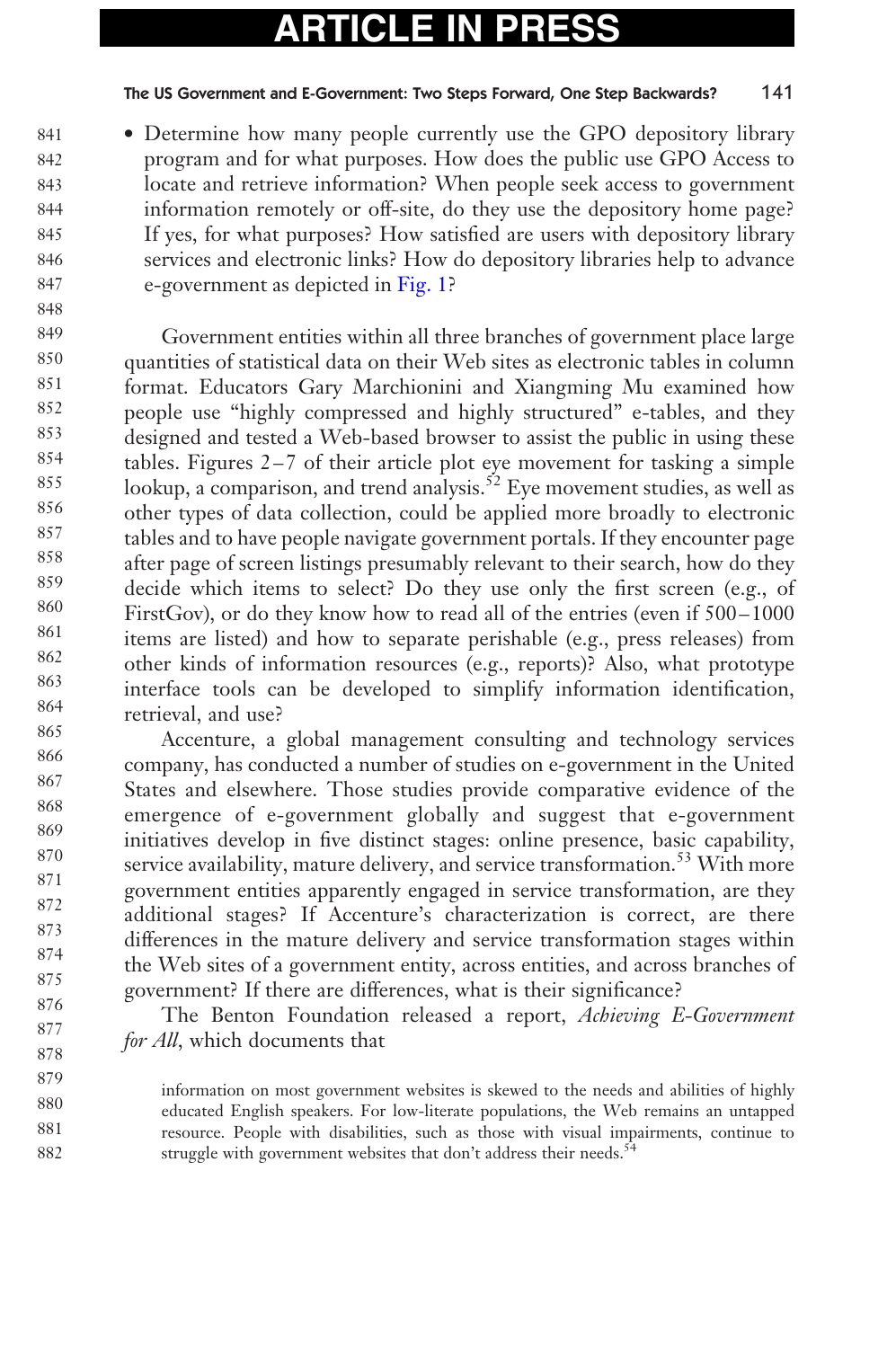- Determine how many people currently use the GPO depository library program and for what purposes. How does the public use GPO Access to locate and retrieve information? When people seek access to government information remotely or off-site, do they use the depository home page? If yes, for what purposes? How satisfied are users with depository library services and electronic links? How do depository libraries help to advance e-government as depicted in Fig. 1?

Government entities within all three branches of government place large quantities of statistical data on their Web sites as electronic tables in column format. Educators Gary Marchionini and Xiangming Mu examined how people use "highly compressed and highly structured" e-tables, and they designed and tested a Web-based browser to assist the public in using these tables. Figures 2–7 of their article plot eye movement for tasking a simple lookup, a comparison, and trend analysis.[52] Eye movement studies, as well as other types of data collection, could be applied more broadly to electronic tables and to have people navigate government portals. If they encounter page after page of screen listings presumably relevant to their search, how do they decide which items to select? Do they use only the first screen (e.g., of FirstGov), or do they know how to read all of the entries (even if 500–1000 items are listed) and how to separate perishable (e.g., press releases) from other kinds of information resources (e.g., reports)? Also, what prototype interface tools can be developed to simplify information identification, retrieval, and use?

Accenture, a global management consulting and technology services company, has conducted a number of studies on e-government in the United States and elsewhere. Those studies provide comparative evidence of the emergence of e-government globally and suggest that e-government initiatives develop in five distinct stages: online presence, basic capability, service availability, mature delivery, and service transformation.[53] With more government entities apparently engaged in service transformation, are they additional stages? If Accenture's characterization is correct, are there differences in the mature delivery and service transformation stages within the Web sites of a government entity, across entities, and across branches of government? If there are differences, what is their significance?

The Benton Foundation released a report, *Achieving E-Government for All*, which documents that

> information on most government websites is skewed to the needs and abilities of highly educated English speakers. For low-literate populations, the Web remains an untapped resource. People with disabilities, such as those with visual impairments, continue to struggle with government websites that don't address their needs.[54]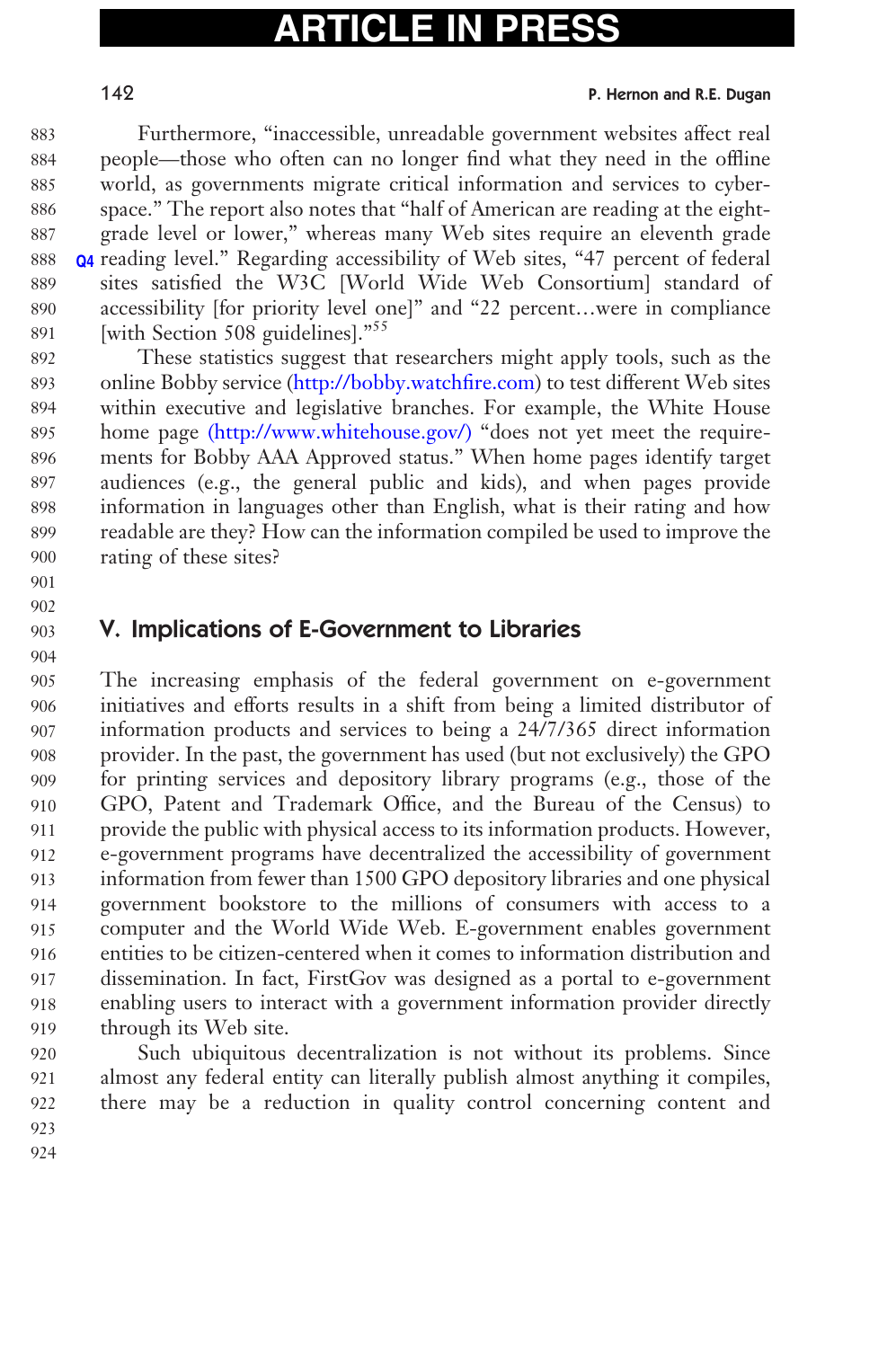Furthermore, "inaccessible, unreadable government websites affect real people—those who often can no longer find what they need in the offline world, as governments migrate critical information and services to cyberspace." The report also notes that "half of American are reading at the eight-grade level or lower," whereas many Web sites require an eleventh grade reading level." Regarding accessibility of Web sites, "47 percent of federal sites satisfied the W3C [World Wide Web Consortium] standard of accessibility [for priority level one]" and "22 percent…were in compliance [with Section 508 guidelines]."[55]

These statistics suggest that researchers might apply tools, such as the online Bobby service (http://bobby.watchfire.com) to test different Web sites within executive and legislative branches. For example, the White House home page (http://www.whitehouse.gov/) "does not yet meet the requirements for Bobby AAA Approved status." When home pages identify target audiences (e.g., the general public and kids), and when pages provide information in languages other than English, what is their rating and how readable are they? How can the information compiled be used to improve the rating of these sites?

## V. Implications of E-Government to Libraries

The increasing emphasis of the federal government on e-government initiatives and efforts results in a shift from being a limited distributor of information products and services to being a 24/7/365 direct information provider. In the past, the government has used (but not exclusively) the GPO for printing services and depository library programs (e.g., those of the GPO, Patent and Trademark Office, and the Bureau of the Census) to provide the public with physical access to its information products. However, e-government programs have decentralized the accessibility of government information from fewer than 1500 GPO depository libraries and one physical government bookstore to the millions of consumers with access to a computer and the World Wide Web. E-government enables government entities to be citizen-centered when it comes to information distribution and dissemination. In fact, FirstGov was designed as a portal to e-government enabling users to interact with a government information provider directly through its Web site.

Such ubiquitous decentralization is not without its problems. Since almost any federal entity can literally publish almost anything it compiles, there may be a reduction in quality control concerning content and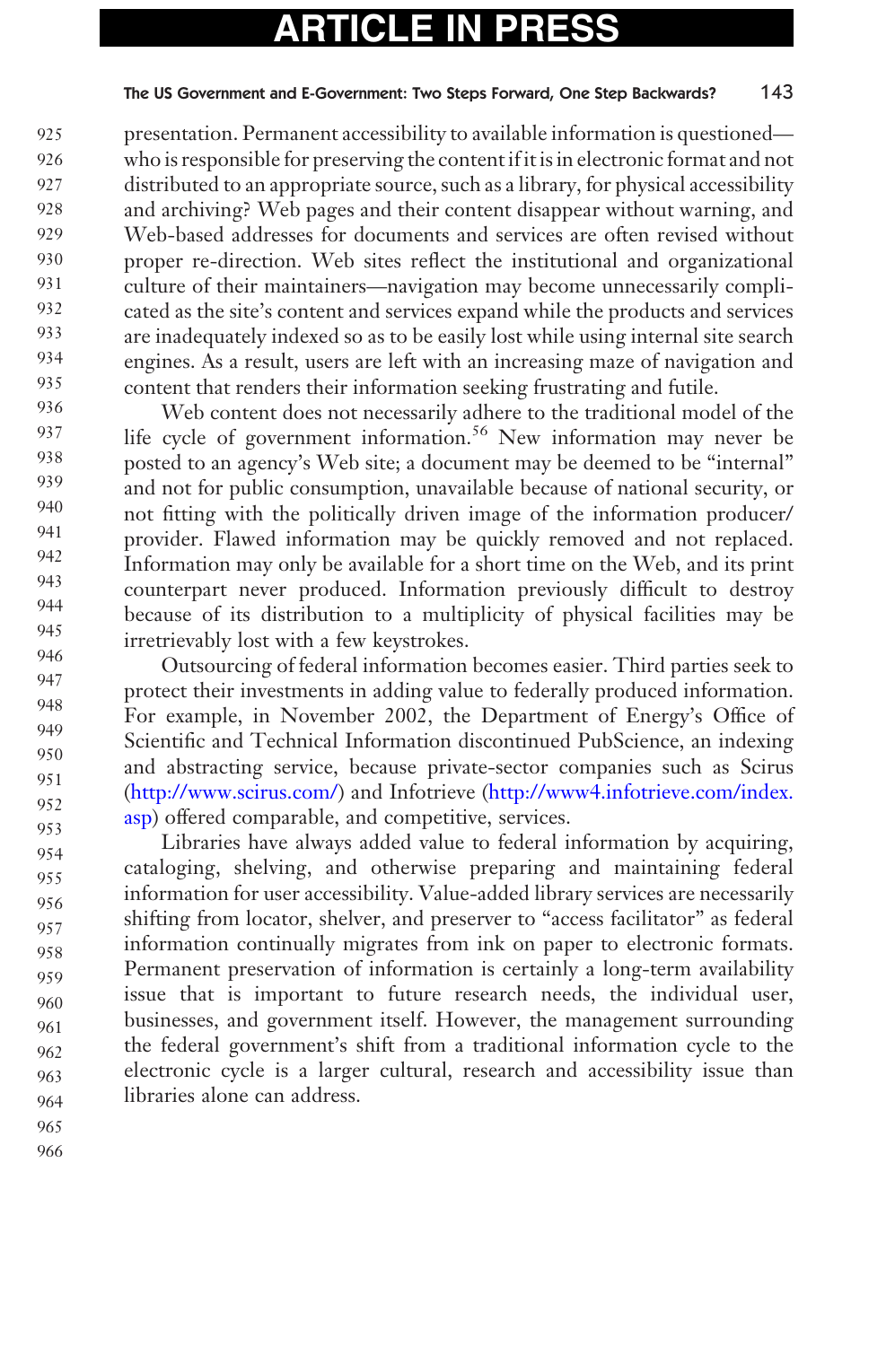presentation. Permanent accessibility to available information is questioned—who is responsible for preserving the content if it is in electronic format and not distributed to an appropriate source, such as a library, for physical accessibility and archiving? Web pages and their content disappear without warning, and Web-based addresses for documents and services are often revised without proper re-direction. Web sites reflect the institutional and organizational culture of their maintainers—navigation may become unnecessarily complicated as the site's content and services expand while the products and services are inadequately indexed so as to be easily lost while using internal site search engines. As a result, users are left with an increasing maze of navigation and content that renders their information seeking frustrating and futile.

Web content does not necessarily adhere to the traditional model of the life cycle of government information.[56] New information may never be posted to an agency's Web site; a document may be deemed to be "internal" and not for public consumption, unavailable because of national security, or not fitting with the politically driven image of the information producer/provider. Flawed information may be quickly removed and not replaced. Information may only be available for a short time on the Web, and its print counterpart never produced. Information previously difficult to destroy because of its distribution to a multiplicity of physical facilities may be irretrievably lost with a few keystrokes.

Outsourcing of federal information becomes easier. Third parties seek to protect their investments in adding value to federally produced information. For example, in November 2002, the Department of Energy's Office of Scientific and Technical Information discontinued PubScience, an indexing and abstracting service, because private-sector companies such as Scirus (http://www.scirus.com/) and Infotrieve (http://www4.infotrieve.com/index.asp) offered comparable, and competitive, services.

Libraries have always added value to federal information by acquiring, cataloging, shelving, and otherwise preparing and maintaining federal information for user accessibility. Value-added library services are necessarily shifting from locator, shelver, and preserver to "access facilitator" as federal information continually migrates from ink on paper to electronic formats. Permanent preservation of information is certainly a long-term availability issue that is important to future research needs, the individual user, businesses, and government itself. However, the management surrounding the federal government's shift from a traditional information cycle to the electronic cycle is a larger cultural, research and accessibility issue than libraries alone can address.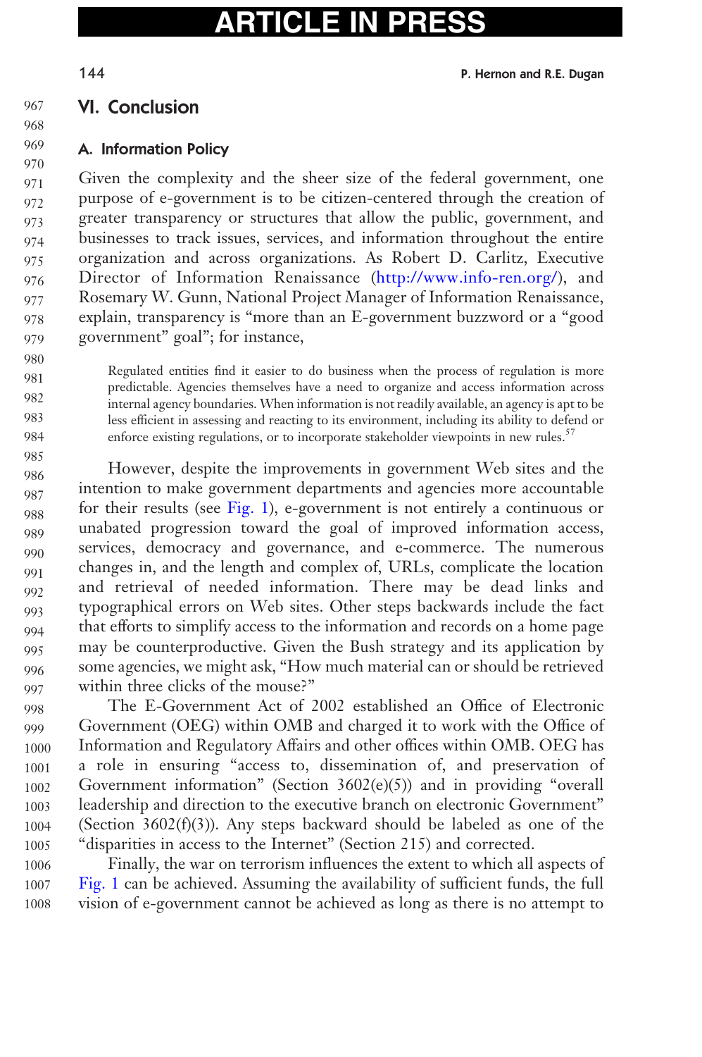## VI. Conclusion

### A. Information Policy

Given the complexity and the sheer size of the federal government, one purpose of e-government is to be citizen-centered through the creation of greater transparency or structures that allow the public, government, and businesses to track issues, services, and information throughout the entire organization and across organizations. As Robert D. Carlitz, Executive Director of Information Renaissance (http://www.info-ren.org/), and Rosemary W. Gunn, National Project Manager of Information Renaissance, explain, transparency is "more than an E-government buzzword or a "good government" goal"; for instance,

> Regulated entities find it easier to do business when the process of regulation is more predictable. Agencies themselves have a need to organize and access information across internal agency boundaries. When information is not readily available, an agency is apt to be less efficient in assessing and reacting to its environment, including its ability to defend or enforce existing regulations, or to incorporate stakeholder viewpoints in new rules.[57]

However, despite the improvements in government Web sites and the intention to make government departments and agencies more accountable for their results (see Fig. 1), e-government is not entirely a continuous or unabated progression toward the goal of improved information access, services, democracy and governance, and e-commerce. The numerous changes in, and the length and complex of, URLs, complicate the location and retrieval of needed information. There may be dead links and typographical errors on Web sites. Other steps backwards include the fact that efforts to simplify access to the information and records on a home page may be counterproductive. Given the Bush strategy and its application by some agencies, we might ask, "How much material can or should be retrieved within three clicks of the mouse?"

The E-Government Act of 2002 established an Office of Electronic Government (OEG) within OMB and charged it to work with the Office of Information and Regulatory Affairs and other offices within OMB. OEG has a role in ensuring "access to, dissemination of, and preservation of Government information" (Section 3602(e)(5)) and in providing "overall leadership and direction to the executive branch on electronic Government" (Section 3602(f)(3)). Any steps backward should be labeled as one of the "disparities in access to the Internet" (Section 215) and corrected.

Finally, the war on terrorism influences the extent to which all aspects of Fig. 1 can be achieved. Assuming the availability of sufficient funds, the full vision of e-government cannot be achieved as long as there is no attempt to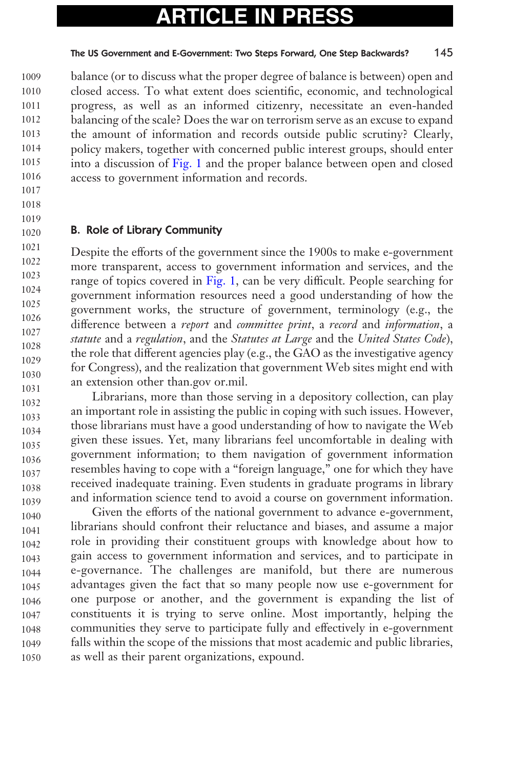balance (or to discuss what the proper degree of balance is between) open and closed access. To what extent does scientific, economic, and technological progress, as well as an informed citizenry, necessitate an even-handed balancing of the scale? Does the war on terrorism serve as an excuse to expand the amount of information and records outside public scrutiny? Clearly, policy makers, together with concerned public interest groups, should enter into a discussion of Fig. 1 and the proper balance between open and closed access to government information and records.

## B. Role of Library Community

Despite the efforts of the government since the 1900s to make e-government more transparent, access to government information and services, and the range of topics covered in Fig. 1, can be very difficult. People searching for government information resources need a good understanding of how the government works, the structure of government, terminology (e.g., the difference between a *report* and *committee print*, a *record* and *information*, a *statute* and a *regulation*, and the *Statutes at Large* and the *United States Code*), the role that different agencies play (e.g., the GAO as the investigative agency for Congress), and the realization that government Web sites might end with an extension other than.gov or.mil.

Librarians, more than those serving in a depository collection, can play an important role in assisting the public in coping with such issues. However, those librarians must have a good understanding of how to navigate the Web given these issues. Yet, many librarians feel uncomfortable in dealing with government information; to them navigation of government information resembles having to cope with a "foreign language," one for which they have received inadequate training. Even students in graduate programs in library and information science tend to avoid a course on government information.

Given the efforts of the national government to advance e-government, librarians should confront their reluctance and biases, and assume a major role in providing their constituent groups with knowledge about how to gain access to government information and services, and to participate in e-governance. The challenges are manifold, but there are numerous advantages given the fact that so many people now use e-government for one purpose or another, and the government is expanding the list of constituents it is trying to serve online. Most importantly, helping the communities they serve to participate fully and effectively in e-government falls within the scope of the missions that most academic and public libraries, as well as their parent organizations, expound.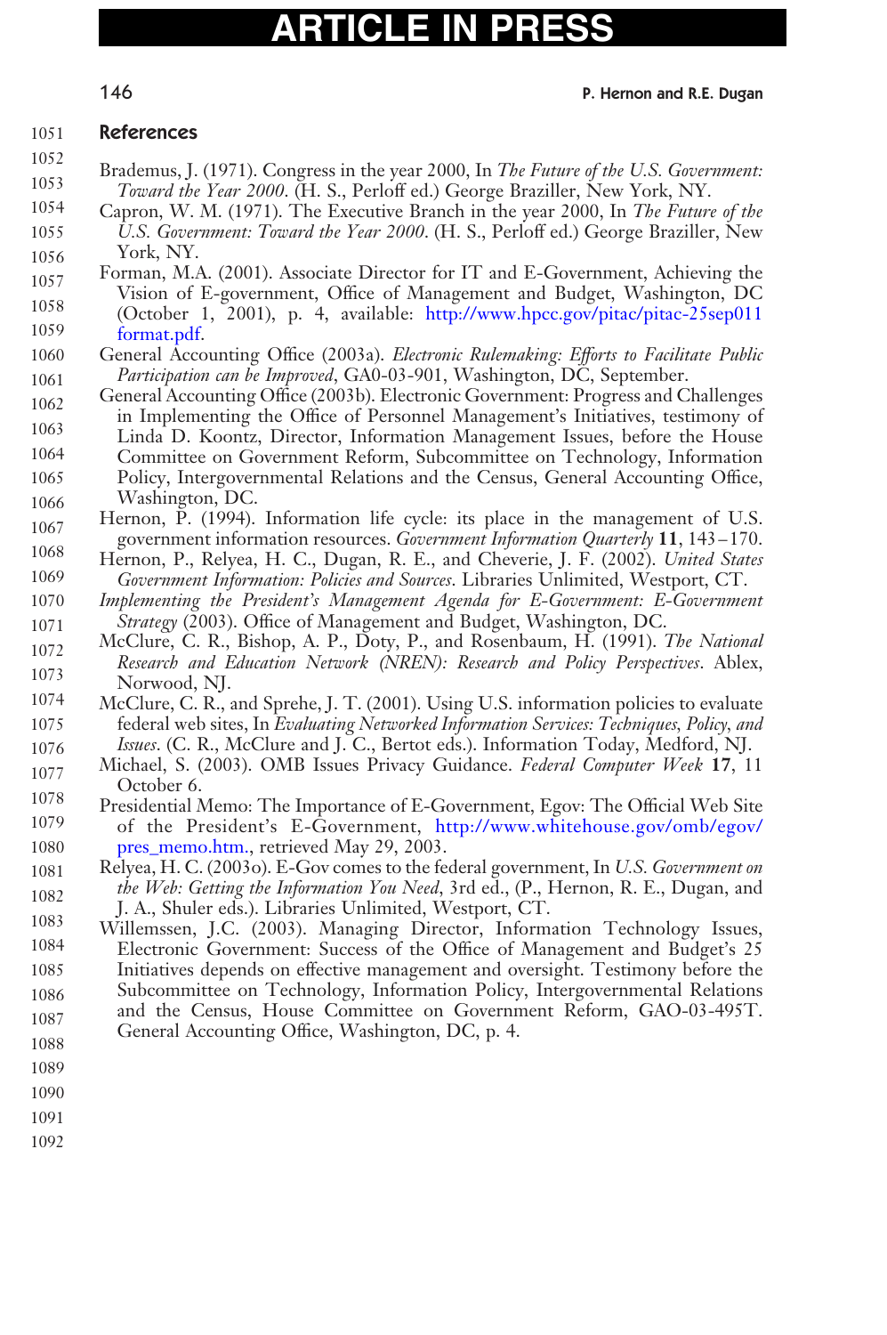## References

Brademus, J. (1971). Congress in the year 2000, In *The Future of the U.S. Government: Toward the Year 2000*. (H. S., Perloff ed.) George Braziller, New York, NY.

Capron, W. M. (1971). The Executive Branch in the year 2000, In *The Future of the U.S. Government: Toward the Year 2000*. (H. S., Perloff ed.) George Braziller, New York, NY.

Forman, M.A. (2001). Associate Director for IT and E-Government, Achieving the Vision of E-government, Office of Management and Budget, Washington, DC (October 1, 2001), p. 4, available: http://www.hpcc.gov/pitac/pitac-25sep011format.pdf.

General Accounting Office (2003a). *Electronic Rulemaking: Efforts to Facilitate Public Participation can be Improved*, GA0-03-901, Washington, DC, September.

General Accounting Office (2003b). Electronic Government: Progress and Challenges in Implementing the Office of Personnel Management's Initiatives, testimony of Linda D. Koontz, Director, Information Management Issues, before the House Committee on Government Reform, Subcommittee on Technology, Information Policy, Intergovernmental Relations and the Census, General Accounting Office, Washington, DC.

Hernon, P. (1994). Information life cycle: its place in the management of U.S. government information resources. *Government Information Quarterly* **11**, 143–170.

Hernon, P., Relyea, H. C., Dugan, R. E., and Cheverie, J. F. (2002). *United States Government Information: Policies and Sources*. Libraries Unlimited, Westport, CT.

*Implementing the President's Management Agenda for E-Government: E-Government Strategy* (2003). Office of Management and Budget, Washington, DC.

McClure, C. R., Bishop, A. P., Doty, P., and Rosenbaum, H. (1991). *The National Research and Education Network (NREN): Research and Policy Perspectives*. Ablex, Norwood, NJ.

McClure, C. R., and Sprehe, J. T. (2001). Using U.S. information policies to evaluate federal web sites, In *Evaluating Networked Information Services: Techniques, Policy, and Issues*. (C. R., McClure and J. C., Bertot eds.). Information Today, Medford, NJ.

Michael, S. (2003). OMB Issues Privacy Guidance. *Federal Computer Week* **17**, 11 October 6.

Presidential Memo: The Importance of E-Government, Egov: The Official Web Site of the President's E-Government, http://www.whitehouse.gov/omb/egov/pres_memo.htm., retrieved May 29, 2003.

Relyea, H. C. (2003o). E-Gov comes to the federal government, In *U.S. Government on the Web: Getting the Information You Need*, 3rd ed., (P., Hernon, R. E., Dugan, and J. A., Shuler eds.). Libraries Unlimited, Westport, CT.

Willemssen, J.C. (2003). Managing Director, Information Technology Issues, Electronic Government: Success of the Office of Management and Budget's 25 Initiatives depends on effective management and oversight. Testimony before the Subcommittee on Technology, Information Policy, Intergovernmental Relations and the Census, House Committee on Government Reform, GAO-03-495T. General Accounting Office, Washington, DC, p. 4.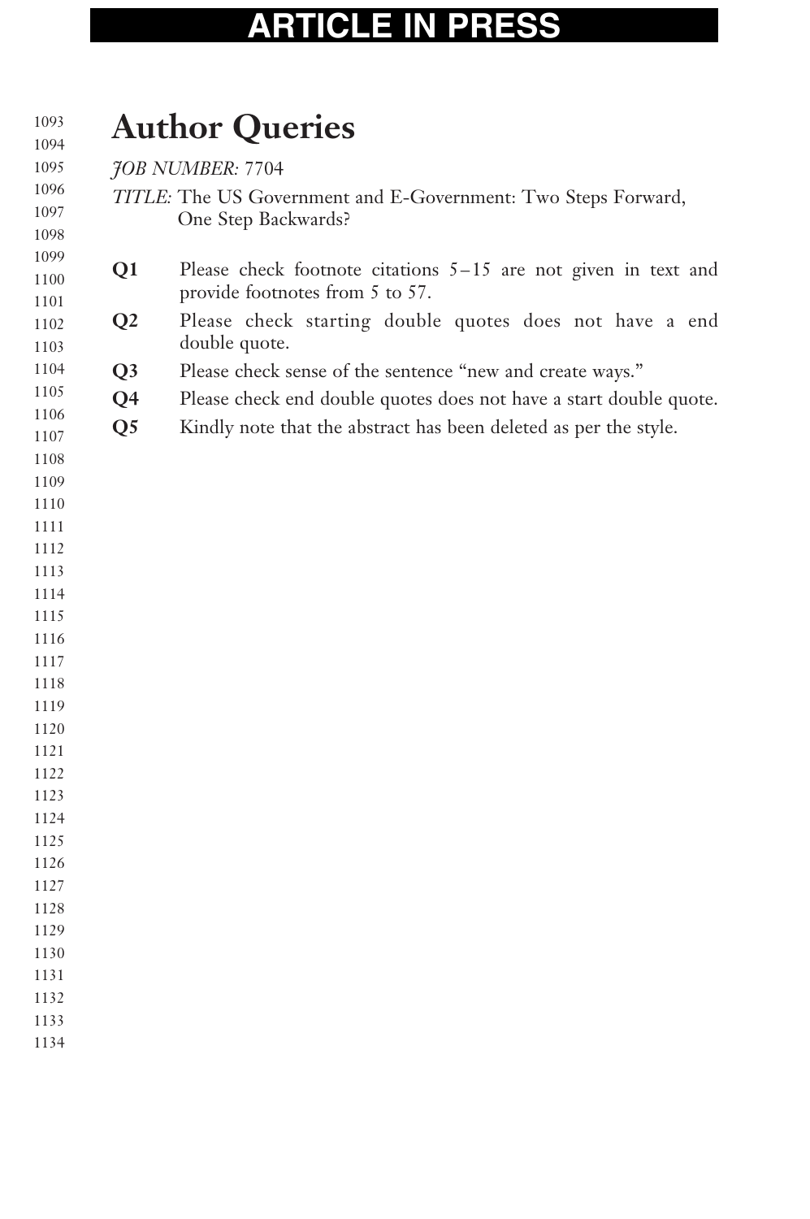# Author Queries

*JOB NUMBER:* 7704

*TITLE:* The US Government and E-Government: Two Steps Forward, One Step Backwards?

**Q1** Please check footnote citations 5–15 are not given in text and provide footnotes from 5 to 57.

**Q2** Please check starting double quotes does not have a end double quote.

**Q3** Please check sense of the sentence "new and create ways."

**Q4** Please check end double quotes does not have a start double quote.

**Q5** Kindly note that the abstract has been deleted as per the style.